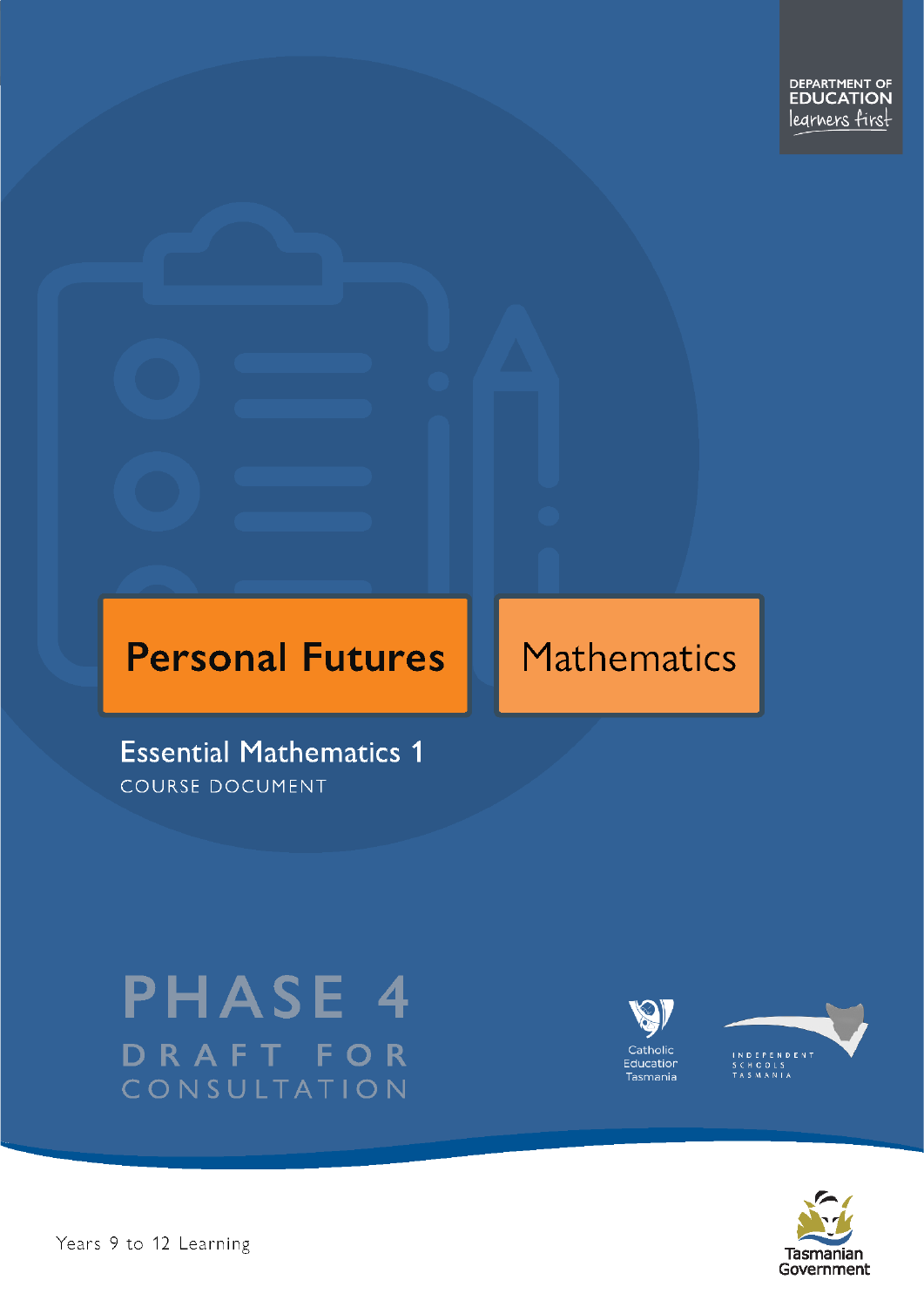DEPARTMENT OF EDUCATION
learners first

**Personal Futures**

Mathematics

# Essential Mathematics 1

COURSE DOCUMENT

PHASE 4

DRAFT FOR CONSULTATION

Catholic Education Tasmania

INDEPENDENT SCHOOLS TASMANIA

Years 9 to 12 Learning

Tasmanian Government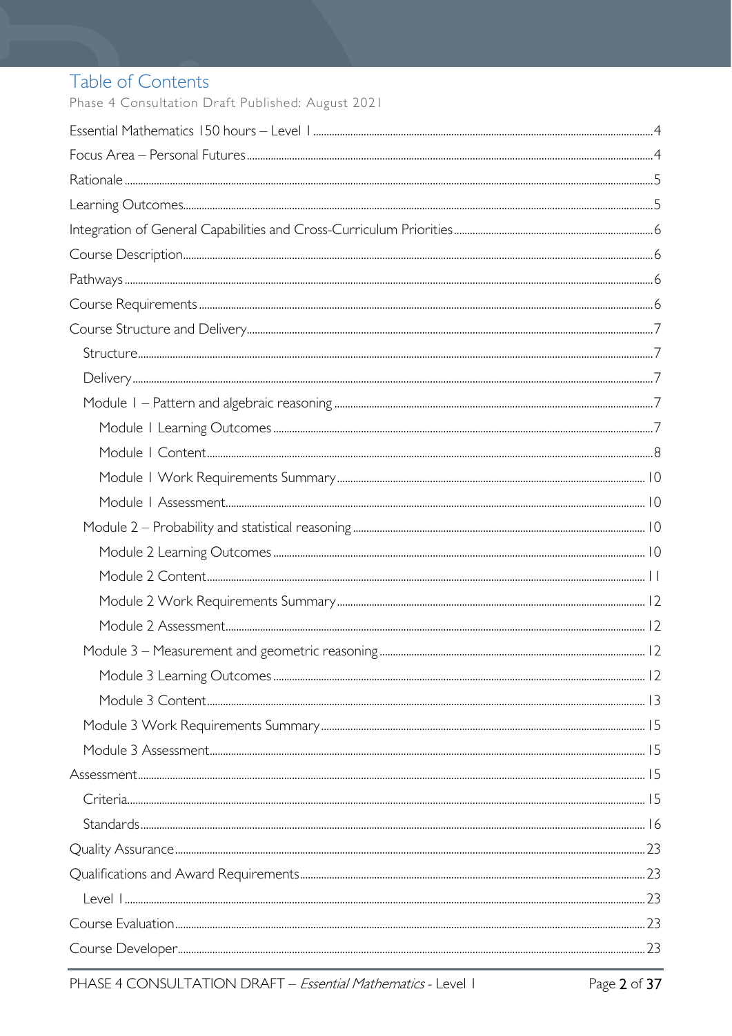# Table of Contents

Phase 4 Consultation Draft Published: August 2021

- Essential Mathematics 150 hours – Level 1 ... 4
- Focus Area – Personal Futures ... 4
- Rationale ... 5
- Learning Outcomes ... 5
- Integration of General Capabilities and Cross-Curriculum Priorities ... 6
- Course Description ... 6
- Pathways ... 6
- Course Requirements ... 6
- Course Structure and Delivery ... 7
  - Structure ... 7
  - Delivery ... 7
  - Module 1 – Pattern and algebraic reasoning ... 7
    - Module 1 Learning Outcomes ... 7
    - Module 1 Content ... 8
    - Module 1 Work Requirements Summary ... 10
    - Module 1 Assessment ... 10
  - Module 2 – Probability and statistical reasoning ... 10
    - Module 2 Learning Outcomes ... 10
    - Module 2 Content ... 11
    - Module 2 Work Requirements Summary ... 12
    - Module 2 Assessment ... 12
  - Module 3 – Measurement and geometric reasoning ... 12
    - Module 3 Learning Outcomes ... 12
    - Module 3 Content ... 13
  - Module 3 Work Requirements Summary ... 15
  - Module 3 Assessment ... 15
- Assessment ... 15
  - Criteria ... 15
  - Standards ... 16
- Quality Assurance ... 23
- Qualifications and Award Requirements ... 23
  - Level 1 ... 23
- Course Evaluation ... 23
- Course Developer ... 23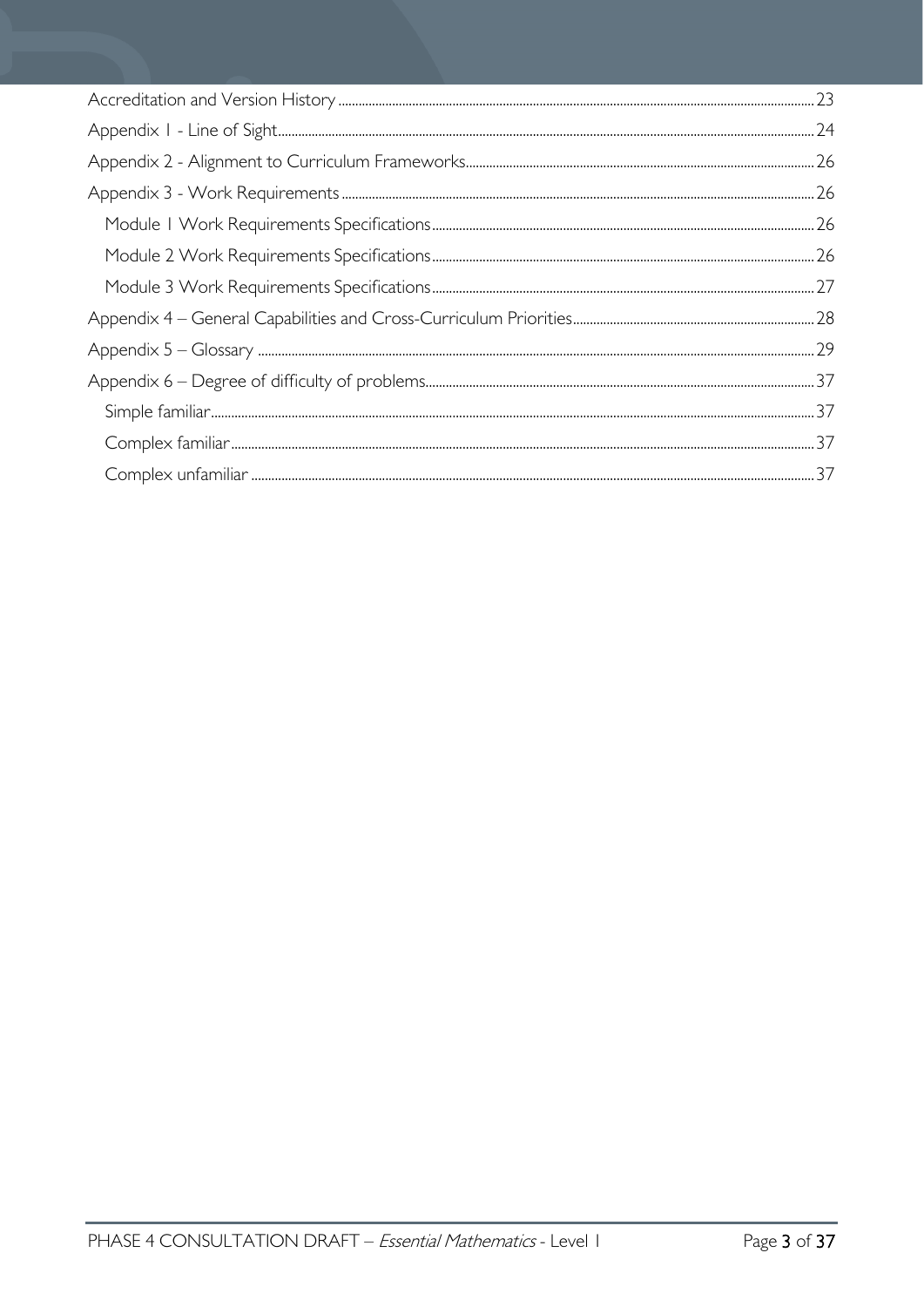Accreditation and Version History ........ 23
Appendix 1 - Line of Sight ........ 24
Appendix 2 - Alignment to Curriculum Frameworks ........ 26
Appendix 3 - Work Requirements ........ 26
- Module 1 Work Requirements Specifications ........ 26
- Module 2 Work Requirements Specifications ........ 26
- Module 3 Work Requirements Specifications ........ 27

Appendix 4 – General Capabilities and Cross-Curriculum Priorities ........ 28
Appendix 5 – Glossary ........ 29
Appendix 6 – Degree of difficulty of problems ........ 37
- Simple familiar ........ 37
- Complex familiar ........ 37
- Complex unfamiliar ........ 37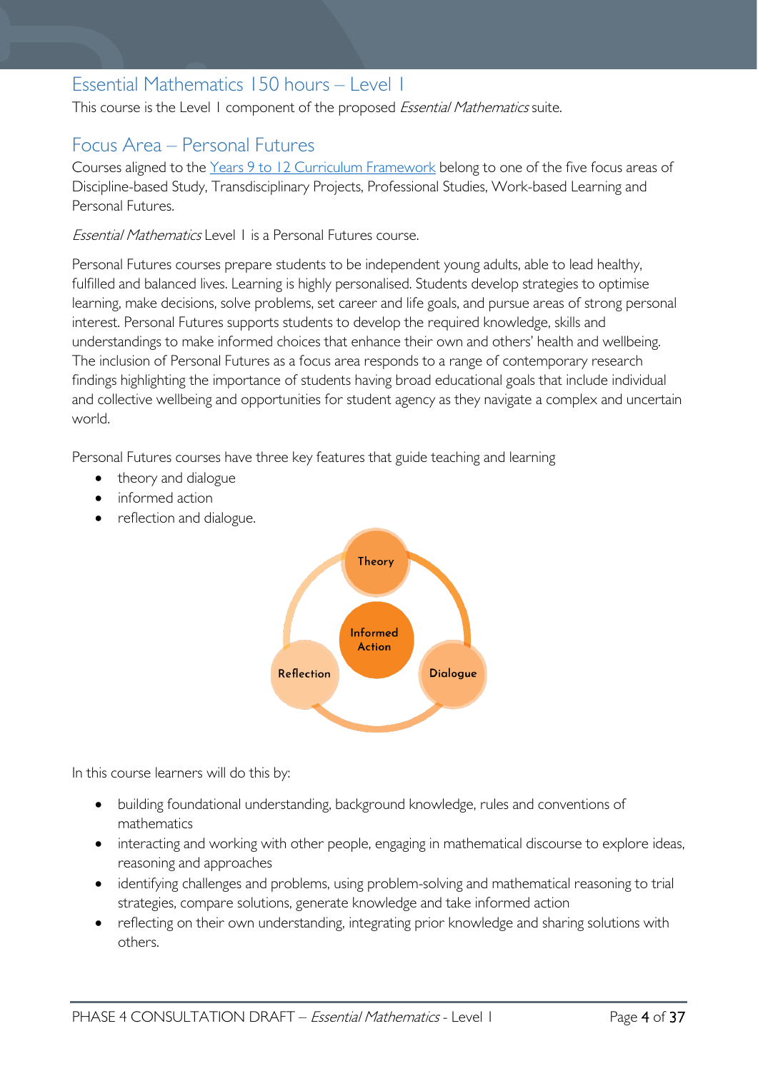## Essential Mathematics 150 hours – Level 1

This course is the Level 1 component of the proposed *Essential Mathematics* suite.

## Focus Area – Personal Futures

Courses aligned to the Years 9 to 12 Curriculum Framework belong to one of the five focus areas of Discipline-based Study, Transdisciplinary Projects, Professional Studies, Work-based Learning and Personal Futures.

*Essential Mathematics* Level 1 is a Personal Futures course.

Personal Futures courses prepare students to be independent young adults, able to lead healthy, fulfilled and balanced lives. Learning is highly personalised. Students develop strategies to optimise learning, make decisions, solve problems, set career and life goals, and pursue areas of strong personal interest. Personal Futures supports students to develop the required knowledge, skills and understandings to make informed choices that enhance their own and others' health and wellbeing. The inclusion of Personal Futures as a focus area responds to a range of contemporary research findings highlighting the importance of students having broad educational goals that include individual and collective wellbeing and opportunities for student agency as they navigate a complex and uncertain world.

Personal Futures courses have three key features that guide teaching and learning

- theory and dialogue
- informed action
- reflection and dialogue.

Theory
Informed Action
Reflection
Dialogue

In this course learners will do this by:

- building foundational understanding, background knowledge, rules and conventions of mathematics
- interacting and working with other people, engaging in mathematical discourse to explore ideas, reasoning and approaches
- identifying challenges and problems, using problem-solving and mathematical reasoning to trial strategies, compare solutions, generate knowledge and take informed action
- reflecting on their own understanding, integrating prior knowledge and sharing solutions with others.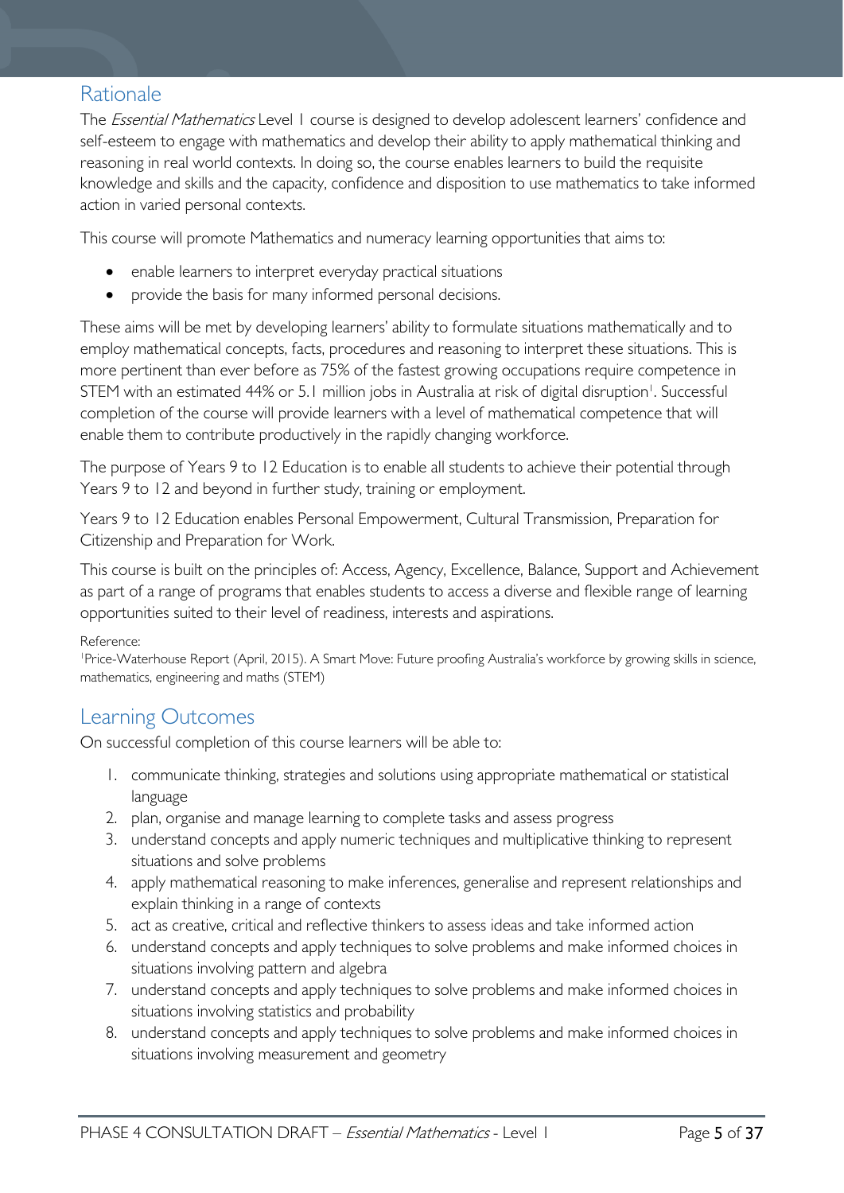## Rationale

The *Essential Mathematics* Level 1 course is designed to develop adolescent learners' confidence and self-esteem to engage with mathematics and develop their ability to apply mathematical thinking and reasoning in real world contexts. In doing so, the course enables learners to build the requisite knowledge and skills and the capacity, confidence and disposition to use mathematics to take informed action in varied personal contexts.

This course will promote Mathematics and numeracy learning opportunities that aims to:

- enable learners to interpret everyday practical situations
- provide the basis for many informed personal decisions.

These aims will be met by developing learners' ability to formulate situations mathematically and to employ mathematical concepts, facts, procedures and reasoning to interpret these situations. This is more pertinent than ever before as 75% of the fastest growing occupations require competence in STEM with an estimated 44% or 5.1 million jobs in Australia at risk of digital disruption[1]. Successful completion of the course will provide learners with a level of mathematical competence that will enable them to contribute productively in the rapidly changing workforce.

The purpose of Years 9 to 12 Education is to enable all students to achieve their potential through Years 9 to 12 and beyond in further study, training or employment.

Years 9 to 12 Education enables Personal Empowerment, Cultural Transmission, Preparation for Citizenship and Preparation for Work.

This course is built on the principles of: Access, Agency, Excellence, Balance, Support and Achievement as part of a range of programs that enables students to access a diverse and flexible range of learning opportunities suited to their level of readiness, interests and aspirations.

Reference:
[1]Price-Waterhouse Report (April, 2015). A Smart Move: Future proofing Australia's workforce by growing skills in science, mathematics, engineering and maths (STEM)

## Learning Outcomes

On successful completion of this course learners will be able to:

1. communicate thinking, strategies and solutions using appropriate mathematical or statistical language
2. plan, organise and manage learning to complete tasks and assess progress
3. understand concepts and apply numeric techniques and multiplicative thinking to represent situations and solve problems
4. apply mathematical reasoning to make inferences, generalise and represent relationships and explain thinking in a range of contexts
5. act as creative, critical and reflective thinkers to assess ideas and take informed action
6. understand concepts and apply techniques to solve problems and make informed choices in situations involving pattern and algebra
7. understand concepts and apply techniques to solve problems and make informed choices in situations involving statistics and probability
8. understand concepts and apply techniques to solve problems and make informed choices in situations involving measurement and geometry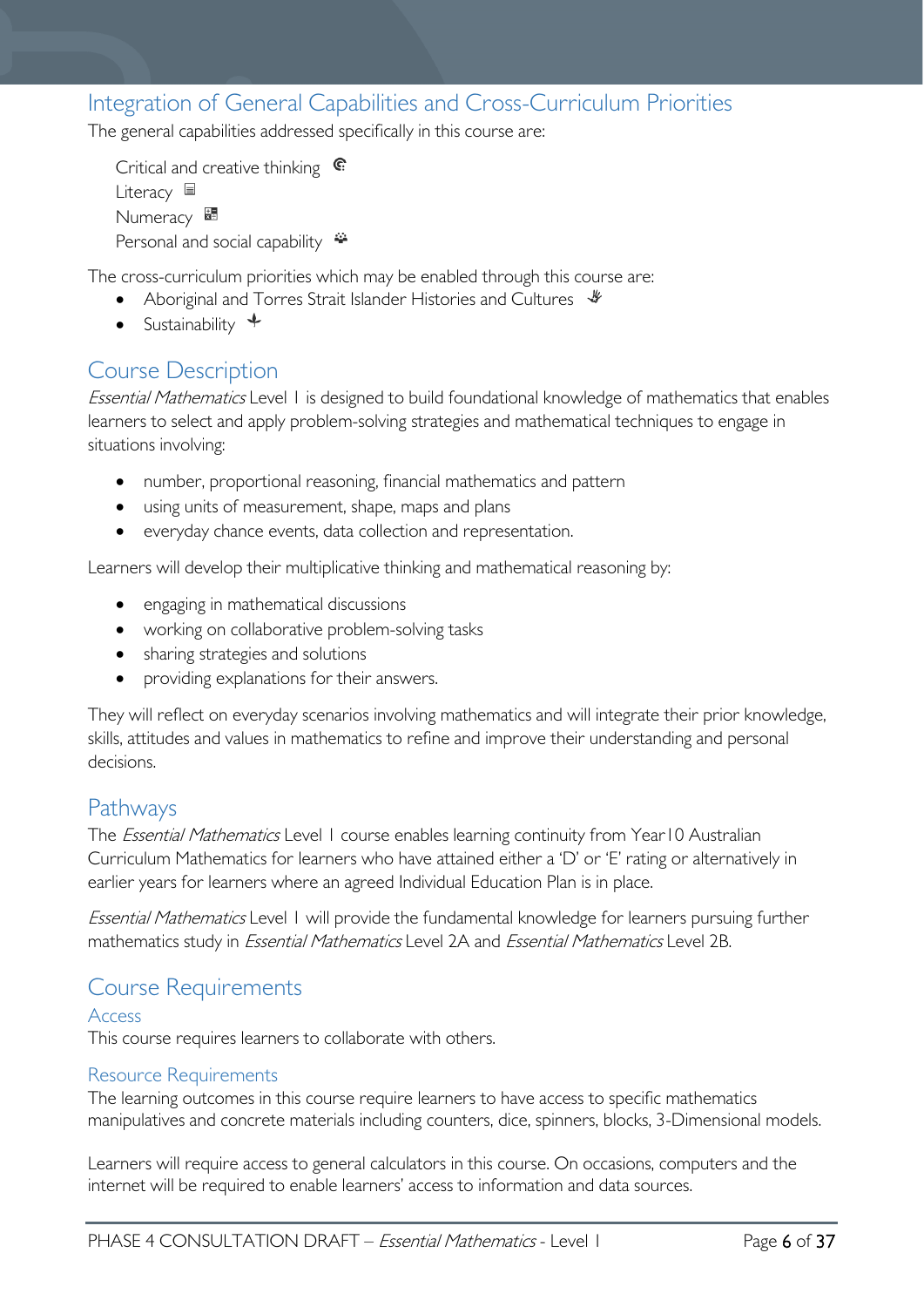## Integration of General Capabilities and Cross-Curriculum Priorities

The general capabilities addressed specifically in this course are:

Critical and creative thinking
Literacy
Numeracy
Personal and social capability

The cross-curriculum priorities which may be enabled through this course are:

- Aboriginal and Torres Strait Islander Histories and Cultures
- Sustainability

## Course Description

*Essential Mathematics* Level 1 is designed to build foundational knowledge of mathematics that enables learners to select and apply problem-solving strategies and mathematical techniques to engage in situations involving:

- number, proportional reasoning, financial mathematics and pattern
- using units of measurement, shape, maps and plans
- everyday chance events, data collection and representation.

Learners will develop their multiplicative thinking and mathematical reasoning by:

- engaging in mathematical discussions
- working on collaborative problem-solving tasks
- sharing strategies and solutions
- providing explanations for their answers.

They will reflect on everyday scenarios involving mathematics and will integrate their prior knowledge, skills, attitudes and values in mathematics to refine and improve their understanding and personal decisions.

## Pathways

The *Essential Mathematics* Level 1 course enables learning continuity from Year10 Australian Curriculum Mathematics for learners who have attained either a 'D' or 'E' rating or alternatively in earlier years for learners where an agreed Individual Education Plan is in place.

*Essential Mathematics* Level 1 will provide the fundamental knowledge for learners pursuing further mathematics study in *Essential Mathematics* Level 2A and *Essential Mathematics* Level 2B.

## Course Requirements

### Access

This course requires learners to collaborate with others.

### Resource Requirements

The learning outcomes in this course require learners to have access to specific mathematics manipulatives and concrete materials including counters, dice, spinners, blocks, 3-Dimensional models.

Learners will require access to general calculators in this course. On occasions, computers and the internet will be required to enable learners' access to information and data sources.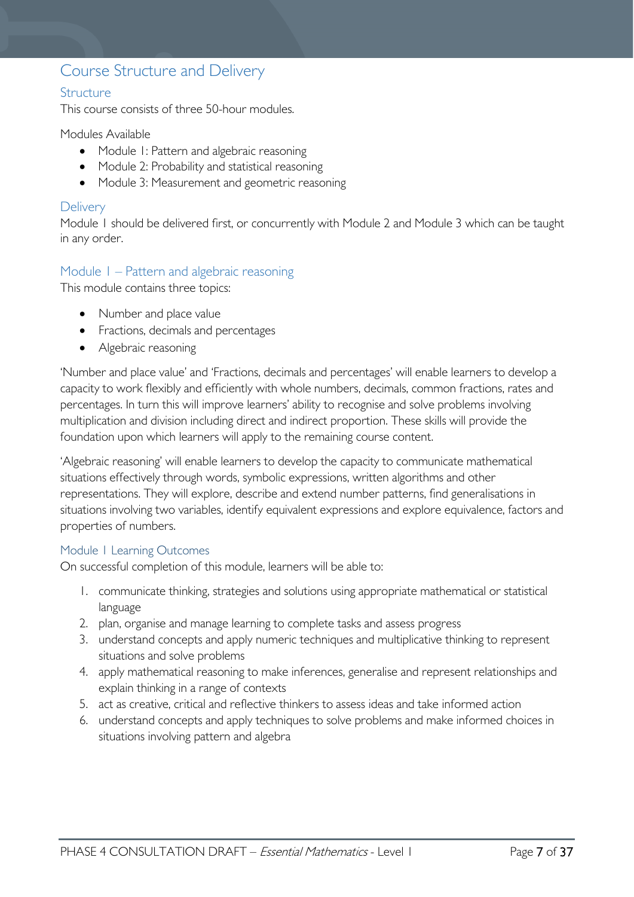## Course Structure and Delivery

### Structure

This course consists of three 50-hour modules.

Modules Available

- Module 1: Pattern and algebraic reasoning
- Module 2: Probability and statistical reasoning
- Module 3: Measurement and geometric reasoning

### Delivery

Module 1 should be delivered first, or concurrently with Module 2 and Module 3 which can be taught in any order.

### Module 1 – Pattern and algebraic reasoning

This module contains three topics:

- Number and place value
- Fractions, decimals and percentages
- Algebraic reasoning

'Number and place value' and 'Fractions, decimals and percentages' will enable learners to develop a capacity to work flexibly and efficiently with whole numbers, decimals, common fractions, rates and percentages. In turn this will improve learners' ability to recognise and solve problems involving multiplication and division including direct and indirect proportion. These skills will provide the foundation upon which learners will apply to the remaining course content.

'Algebraic reasoning' will enable learners to develop the capacity to communicate mathematical situations effectively through words, symbolic expressions, written algorithms and other representations. They will explore, describe and extend number patterns, find generalisations in situations involving two variables, identify equivalent expressions and explore equivalence, factors and properties of numbers.

### Module 1 Learning Outcomes

On successful completion of this module, learners will be able to:

1. communicate thinking, strategies and solutions using appropriate mathematical or statistical language
2. plan, organise and manage learning to complete tasks and assess progress
3. understand concepts and apply numeric techniques and multiplicative thinking to represent situations and solve problems
4. apply mathematical reasoning to make inferences, generalise and represent relationships and explain thinking in a range of contexts
5. act as creative, critical and reflective thinkers to assess ideas and take informed action
6. understand concepts and apply techniques to solve problems and make informed choices in situations involving pattern and algebra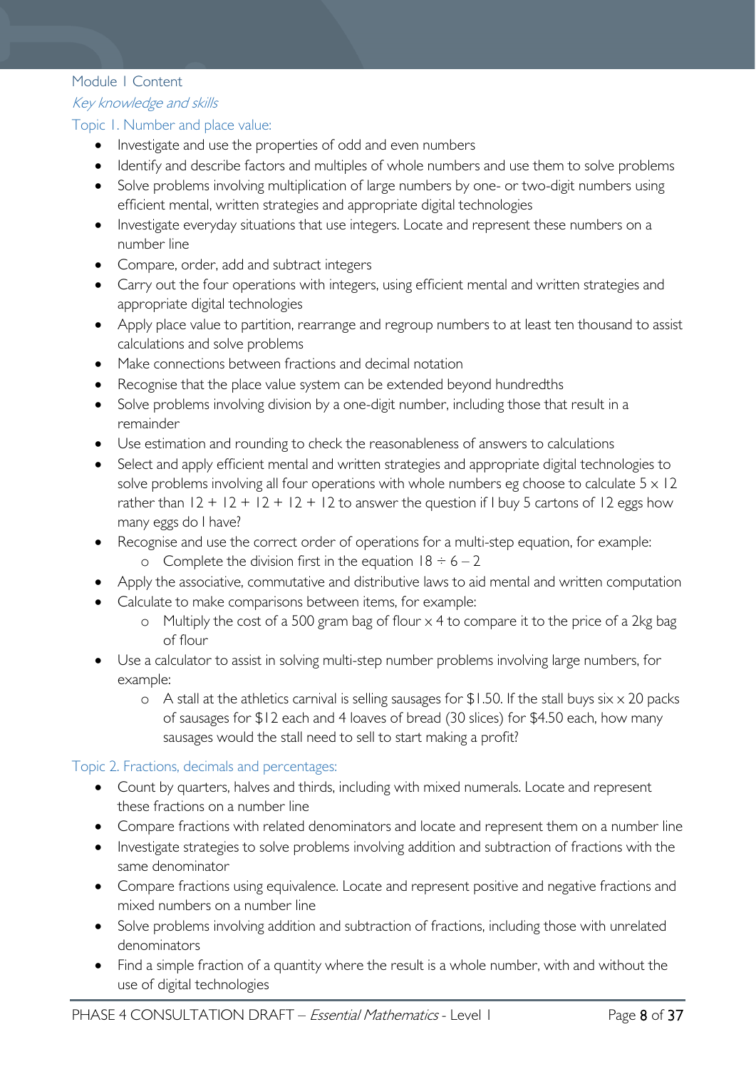## Module 1 Content

### *Key knowledge and skills*

#### Topic 1. Number and place value:

- Investigate and use the properties of odd and even numbers
- Identify and describe factors and multiples of whole numbers and use them to solve problems
- Solve problems involving multiplication of large numbers by one- or two-digit numbers using efficient mental, written strategies and appropriate digital technologies
- Investigate everyday situations that use integers. Locate and represent these numbers on a number line
- Compare, order, add and subtract integers
- Carry out the four operations with integers, using efficient mental and written strategies and appropriate digital technologies
- Apply place value to partition, rearrange and regroup numbers to at least ten thousand to assist calculations and solve problems
- Make connections between fractions and decimal notation
- Recognise that the place value system can be extended beyond hundredths
- Solve problems involving division by a one-digit number, including those that result in a remainder
- Use estimation and rounding to check the reasonableness of answers to calculations
- Select and apply efficient mental and written strategies and appropriate digital technologies to solve problems involving all four operations with whole numbers eg choose to calculate $5 \times 12$ rather than $12 + 12 + 12 + 12 + 12$ to answer the question if I buy 5 cartons of 12 eggs how many eggs do I have?
- Recognise and use the correct order of operations for a multi-step equation, for example:
  - Complete the division first in the equation $18 \div 6 - 2$
- Apply the associative, commutative and distributive laws to aid mental and written computation
- Calculate to make comparisons between items, for example:
  - Multiply the cost of a 500 gram bag of flour $\times$ 4 to compare it to the price of a 2kg bag of flour
- Use a calculator to assist in solving multi-step number problems involving large numbers, for example:
  - A stall at the athletics carnival is selling sausages for $1.50. If the stall buys six $\times$ 20 packs of sausages for $12 each and 4 loaves of bread (30 slices) for $4.50 each, how many sausages would the stall need to sell to start making a profit?

#### Topic 2. Fractions, decimals and percentages:

- Count by quarters, halves and thirds, including with mixed numerals. Locate and represent these fractions on a number line
- Compare fractions with related denominators and locate and represent them on a number line
- Investigate strategies to solve problems involving addition and subtraction of fractions with the same denominator
- Compare fractions using equivalence. Locate and represent positive and negative fractions and mixed numbers on a number line
- Solve problems involving addition and subtraction of fractions, including those with unrelated denominators
- Find a simple fraction of a quantity where the result is a whole number, with and without the use of digital technologies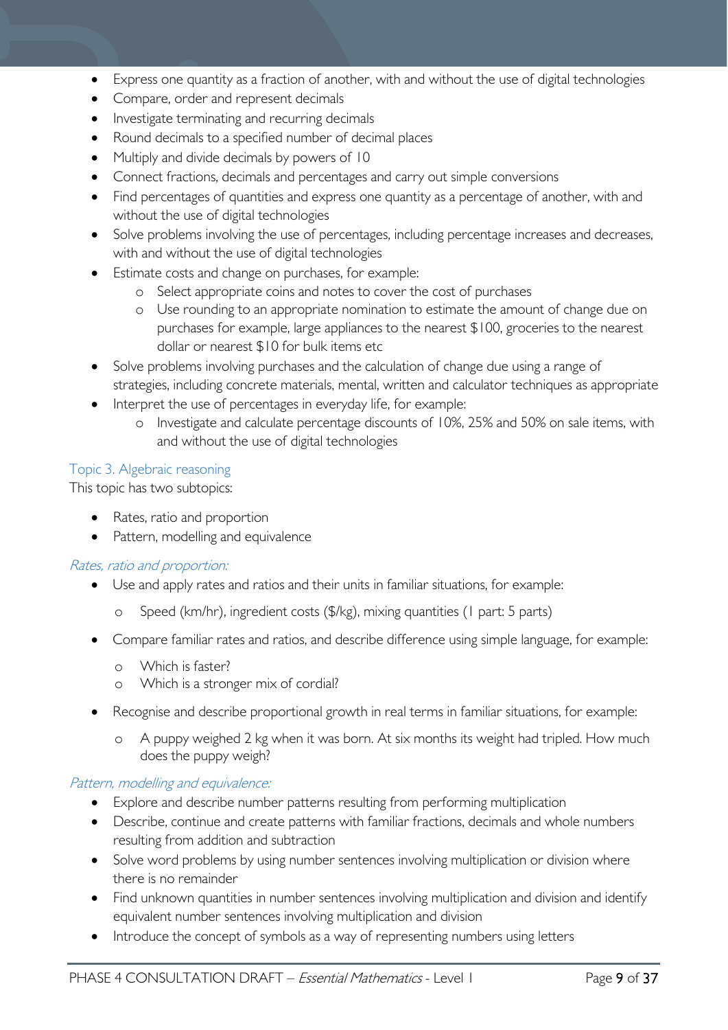- Express one quantity as a fraction of another, with and without the use of digital technologies
- Compare, order and represent decimals
- Investigate terminating and recurring decimals
- Round decimals to a specified number of decimal places
- Multiply and divide decimals by powers of 10
- Connect fractions, decimals and percentages and carry out simple conversions
- Find percentages of quantities and express one quantity as a percentage of another, with and without the use of digital technologies
- Solve problems involving the use of percentages, including percentage increases and decreases, with and without the use of digital technologies
- Estimate costs and change on purchases, for example:
  - Select appropriate coins and notes to cover the cost of purchases
  - Use rounding to an appropriate nomination to estimate the amount of change due on purchases for example, large appliances to the nearest $100, groceries to the nearest dollar or nearest $10 for bulk items etc
- Solve problems involving purchases and the calculation of change due using a range of strategies, including concrete materials, mental, written and calculator techniques as appropriate
- Interpret the use of percentages in everyday life, for example:
  - Investigate and calculate percentage discounts of 10%, 25% and 50% on sale items, with and without the use of digital technologies

### Topic 3. Algebraic reasoning

This topic has two subtopics:

- Rates, ratio and proportion
- Pattern, modelling and equivalence

#### *Rates, ratio and proportion:*

- Use and apply rates and ratios and their units in familiar situations, for example:
  - Speed (km/hr), ingredient costs ($/kg), mixing quantities (1 part: 5 parts)
- Compare familiar rates and ratios, and describe difference using simple language, for example:
  - Which is faster?
  - Which is a stronger mix of cordial?
- Recognise and describe proportional growth in real terms in familiar situations, for example:
  - A puppy weighed 2 kg when it was born. At six months its weight had tripled. How much does the puppy weigh?

#### *Pattern, modelling and equivalence:*

- Explore and describe number patterns resulting from performing multiplication
- Describe, continue and create patterns with familiar fractions, decimals and whole numbers resulting from addition and subtraction
- Solve word problems by using number sentences involving multiplication or division where there is no remainder
- Find unknown quantities in number sentences involving multiplication and division and identify equivalent number sentences involving multiplication and division
- Introduce the concept of symbols as a way of representing numbers using letters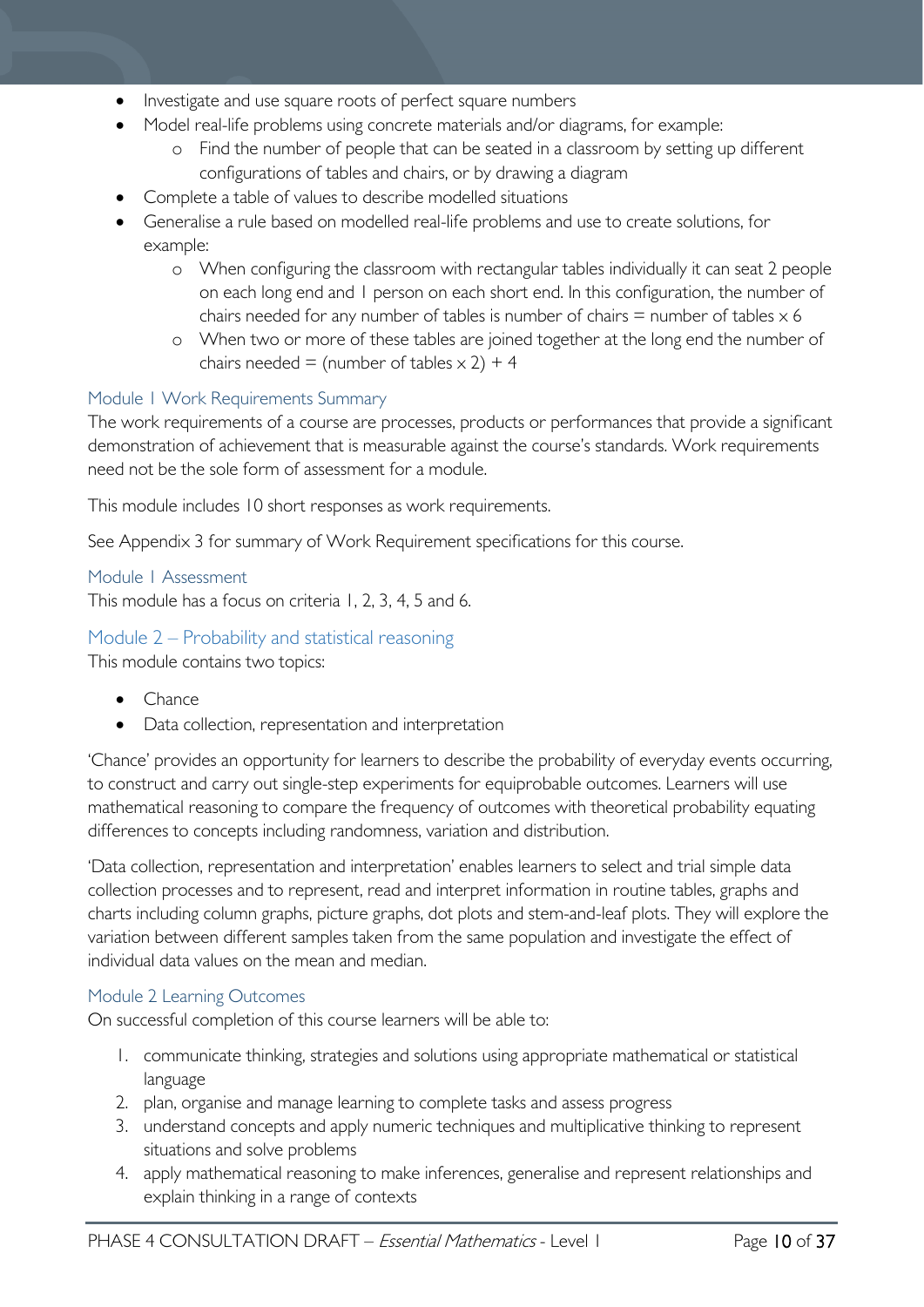- Investigate and use square roots of perfect square numbers
- Model real-life problems using concrete materials and/or diagrams, for example:
  - Find the number of people that can be seated in a classroom by setting up different configurations of tables and chairs, or by drawing a diagram
- Complete a table of values to describe modelled situations
- Generalise a rule based on modelled real-life problems and use to create solutions, for example:
  - When configuring the classroom with rectangular tables individually it can seat 2 people on each long end and 1 person on each short end. In this configuration, the number of chairs needed for any number of tables is number of chairs = number of tables × 6
  - When two or more of these tables are joined together at the long end the number of chairs needed = (number of tables × 2) + 4

### Module 1 Work Requirements Summary

The work requirements of a course are processes, products or performances that provide a significant demonstration of achievement that is measurable against the course's standards. Work requirements need not be the sole form of assessment for a module.

This module includes 10 short responses as work requirements.

See Appendix 3 for summary of Work Requirement specifications for this course.

### Module 1 Assessment

This module has a focus on criteria 1, 2, 3, 4, 5 and 6.

## Module 2 – Probability and statistical reasoning

This module contains two topics:

- Chance
- Data collection, representation and interpretation

'Chance' provides an opportunity for learners to describe the probability of everyday events occurring, to construct and carry out single-step experiments for equiprobable outcomes. Learners will use mathematical reasoning to compare the frequency of outcomes with theoretical probability equating differences to concepts including randomness, variation and distribution.

'Data collection, representation and interpretation' enables learners to select and trial simple data collection processes and to represent, read and interpret information in routine tables, graphs and charts including column graphs, picture graphs, dot plots and stem-and-leaf plots. They will explore the variation between different samples taken from the same population and investigate the effect of individual data values on the mean and median.

### Module 2 Learning Outcomes

On successful completion of this course learners will be able to:

1. communicate thinking, strategies and solutions using appropriate mathematical or statistical language
2. plan, organise and manage learning to complete tasks and assess progress
3. understand concepts and apply numeric techniques and multiplicative thinking to represent situations and solve problems
4. apply mathematical reasoning to make inferences, generalise and represent relationships and explain thinking in a range of contexts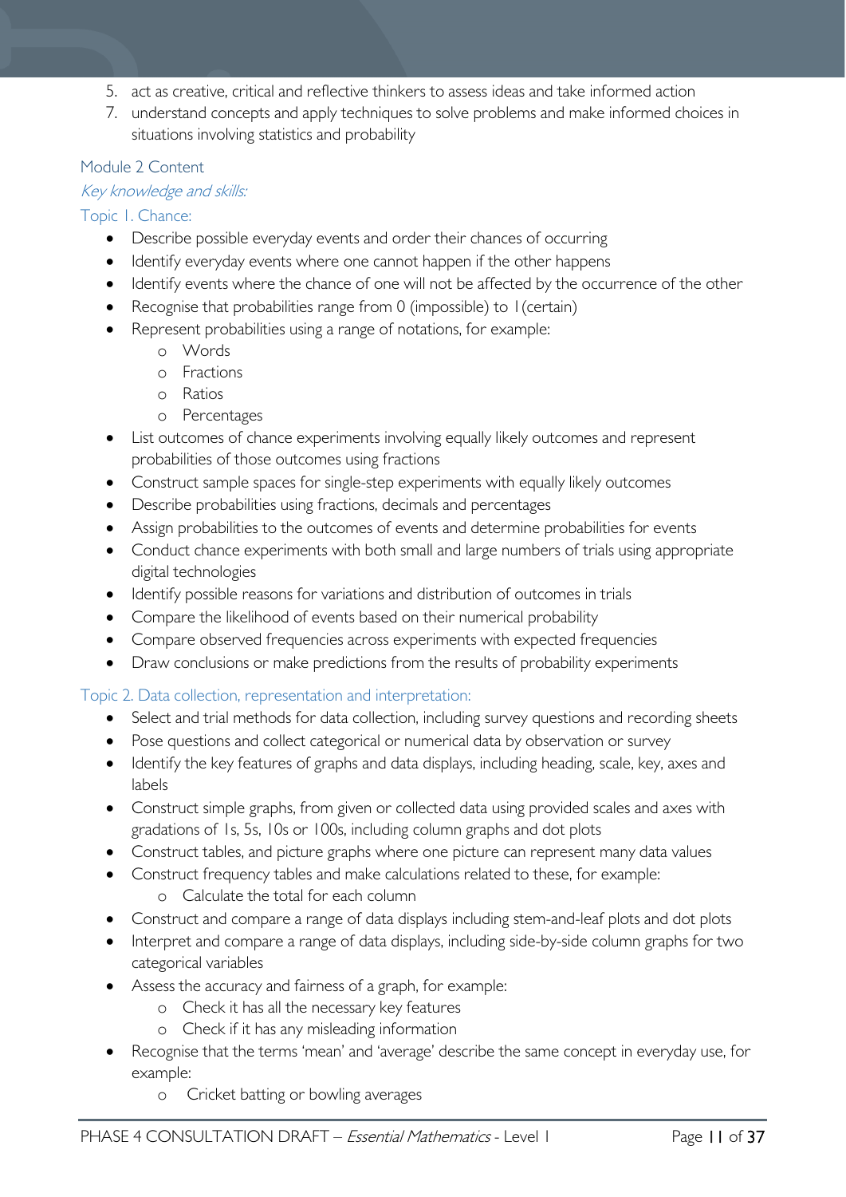5. act as creative, critical and reflective thinkers to assess ideas and take informed action
7. understand concepts and apply techniques to solve problems and make informed choices in situations involving statistics and probability

### Module 2 Content

*Key knowledge and skills:*

#### Topic 1. Chance:

- Describe possible everyday events and order their chances of occurring
- Identify everyday events where one cannot happen if the other happens
- Identify events where the chance of one will not be affected by the occurrence of the other
- Recognise that probabilities range from 0 (impossible) to 1(certain)
- Represent probabilities using a range of notations, for example:
    - Words
    - Fractions
    - Ratios
    - Percentages
- List outcomes of chance experiments involving equally likely outcomes and represent probabilities of those outcomes using fractions
- Construct sample spaces for single-step experiments with equally likely outcomes
- Describe probabilities using fractions, decimals and percentages
- Assign probabilities to the outcomes of events and determine probabilities for events
- Conduct chance experiments with both small and large numbers of trials using appropriate digital technologies
- Identify possible reasons for variations and distribution of outcomes in trials
- Compare the likelihood of events based on their numerical probability
- Compare observed frequencies across experiments with expected frequencies
- Draw conclusions or make predictions from the results of probability experiments

#### Topic 2. Data collection, representation and interpretation:

- Select and trial methods for data collection, including survey questions and recording sheets
- Pose questions and collect categorical or numerical data by observation or survey
- Identify the key features of graphs and data displays, including heading, scale, key, axes and labels
- Construct simple graphs, from given or collected data using provided scales and axes with gradations of 1s, 5s, 10s or 100s, including column graphs and dot plots
- Construct tables, and picture graphs where one picture can represent many data values
- Construct frequency tables and make calculations related to these, for example:
    - Calculate the total for each column
- Construct and compare a range of data displays including stem-and-leaf plots and dot plots
- Interpret and compare a range of data displays, including side-by-side column graphs for two categorical variables
- Assess the accuracy and fairness of a graph, for example:
    - Check it has all the necessary key features
    - Check if it has any misleading information
- Recognise that the terms 'mean' and 'average' describe the same concept in everyday use, for example:
    - Cricket batting or bowling averages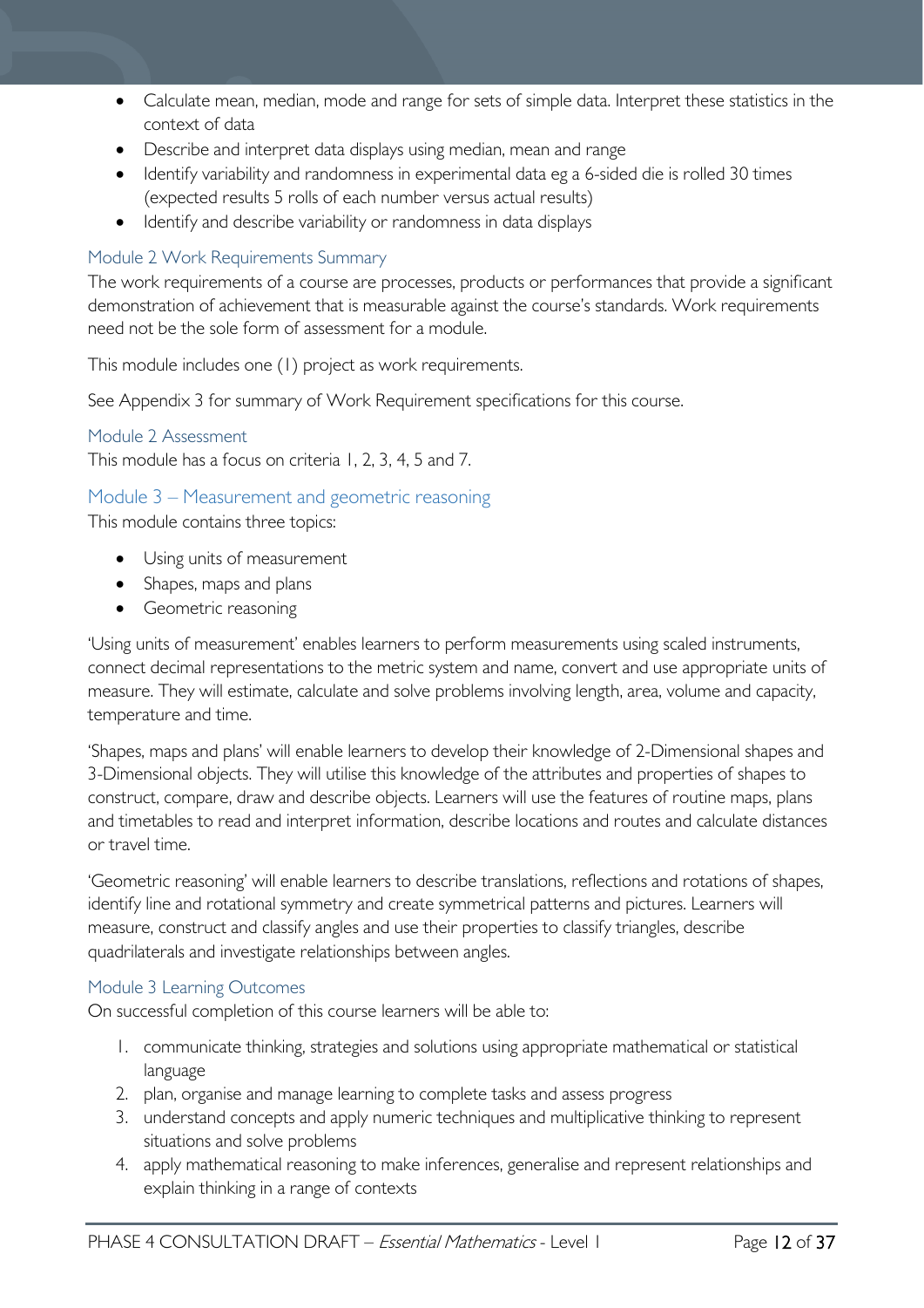- Calculate mean, median, mode and range for sets of simple data. Interpret these statistics in the context of data
- Describe and interpret data displays using median, mean and range
- Identify variability and randomness in experimental data eg a 6-sided die is rolled 30 times (expected results 5 rolls of each number versus actual results)
- Identify and describe variability or randomness in data displays

### Module 2 Work Requirements Summary

The work requirements of a course are processes, products or performances that provide a significant demonstration of achievement that is measurable against the course's standards. Work requirements need not be the sole form of assessment for a module.

This module includes one (1) project as work requirements.

See Appendix 3 for summary of Work Requirement specifications for this course.

### Module 2 Assessment

This module has a focus on criteria 1, 2, 3, 4, 5 and 7.

## Module 3 – Measurement and geometric reasoning

This module contains three topics:

- Using units of measurement
- Shapes, maps and plans
- Geometric reasoning

'Using units of measurement' enables learners to perform measurements using scaled instruments, connect decimal representations to the metric system and name, convert and use appropriate units of measure. They will estimate, calculate and solve problems involving length, area, volume and capacity, temperature and time.

'Shapes, maps and plans' will enable learners to develop their knowledge of 2-Dimensional shapes and 3-Dimensional objects. They will utilise this knowledge of the attributes and properties of shapes to construct, compare, draw and describe objects. Learners will use the features of routine maps, plans and timetables to read and interpret information, describe locations and routes and calculate distances or travel time.

'Geometric reasoning' will enable learners to describe translations, reflections and rotations of shapes, identify line and rotational symmetry and create symmetrical patterns and pictures. Learners will measure, construct and classify angles and use their properties to classify triangles, describe quadrilaterals and investigate relationships between angles.

### Module 3 Learning Outcomes

On successful completion of this course learners will be able to:

1. communicate thinking, strategies and solutions using appropriate mathematical or statistical language
2. plan, organise and manage learning to complete tasks and assess progress
3. understand concepts and apply numeric techniques and multiplicative thinking to represent situations and solve problems
4. apply mathematical reasoning to make inferences, generalise and represent relationships and explain thinking in a range of contexts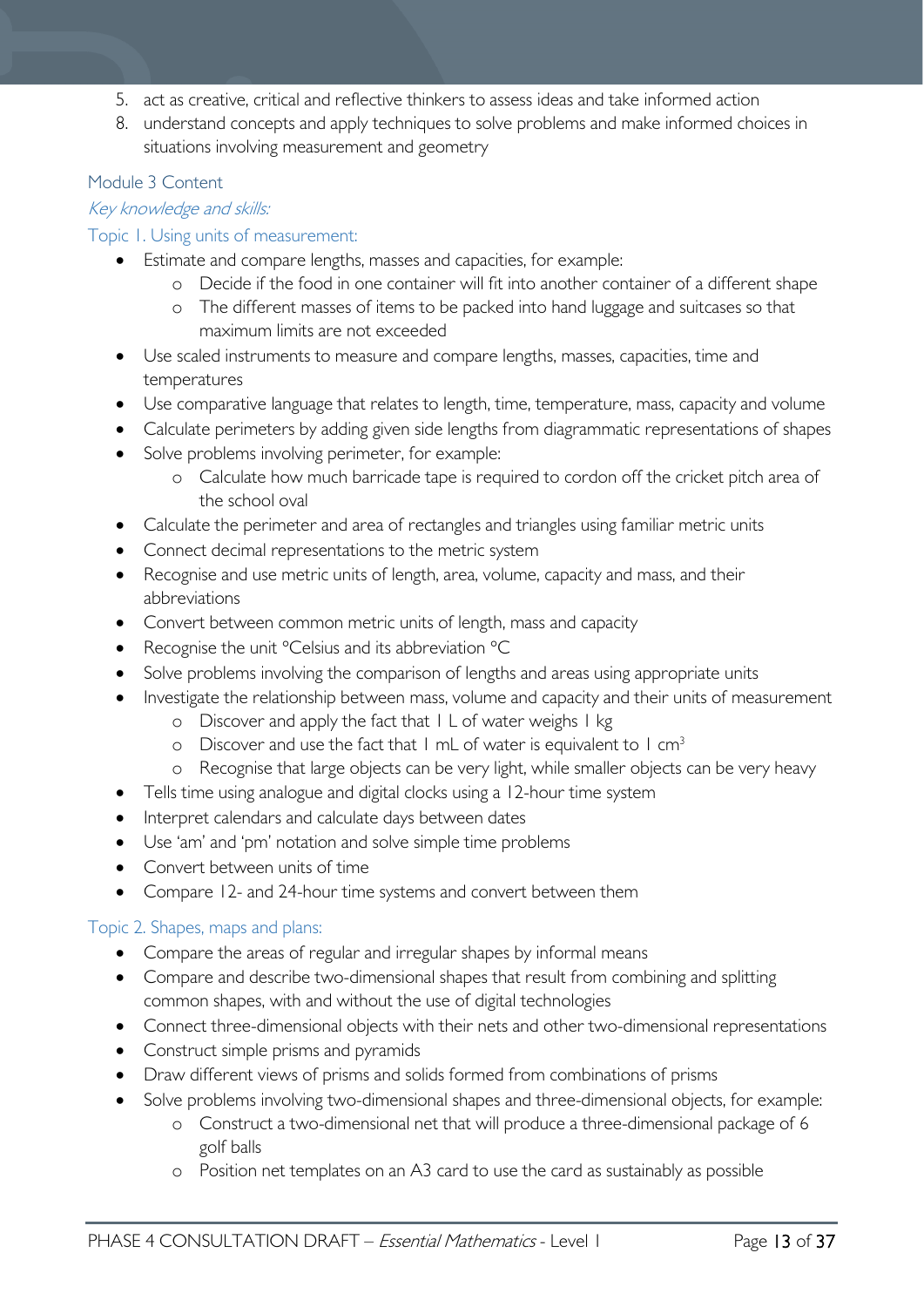5. act as creative, critical and reflective thinkers to assess ideas and take informed action
8. understand concepts and apply techniques to solve problems and make informed choices in situations involving measurement and geometry

## Module 3 Content

### *Key knowledge and skills:*

### Topic 1. Using units of measurement:

- Estimate and compare lengths, masses and capacities, for example:
  - Decide if the food in one container will fit into another container of a different shape
  - The different masses of items to be packed into hand luggage and suitcases so that maximum limits are not exceeded
- Use scaled instruments to measure and compare lengths, masses, capacities, time and temperatures
- Use comparative language that relates to length, time, temperature, mass, capacity and volume
- Calculate perimeters by adding given side lengths from diagrammatic representations of shapes
- Solve problems involving perimeter, for example:
  - Calculate how much barricade tape is required to cordon off the cricket pitch area of the school oval
- Calculate the perimeter and area of rectangles and triangles using familiar metric units
- Connect decimal representations to the metric system
- Recognise and use metric units of length, area, volume, capacity and mass, and their abbreviations
- Convert between common metric units of length, mass and capacity
- Recognise the unit °Celsius and its abbreviation °C
- Solve problems involving the comparison of lengths and areas using appropriate units
- Investigate the relationship between mass, volume and capacity and their units of measurement
  - Discover and apply the fact that 1 L of water weighs 1 kg
  - Discover and use the fact that 1 mL of water is equivalent to 1 $cm^3$
  - Recognise that large objects can be very light, while smaller objects can be very heavy
- Tells time using analogue and digital clocks using a 12-hour time system
- Interpret calendars and calculate days between dates
- Use 'am' and 'pm' notation and solve simple time problems
- Convert between units of time
- Compare 12- and 24-hour time systems and convert between them

### Topic 2. Shapes, maps and plans:

- Compare the areas of regular and irregular shapes by informal means
- Compare and describe two-dimensional shapes that result from combining and splitting common shapes, with and without the use of digital technologies
- Connect three-dimensional objects with their nets and other two-dimensional representations
- Construct simple prisms and pyramids
- Draw different views of prisms and solids formed from combinations of prisms
- Solve problems involving two-dimensional shapes and three-dimensional objects, for example:
  - Construct a two-dimensional net that will produce a three-dimensional package of 6 golf balls
  - Position net templates on an A3 card to use the card as sustainably as possible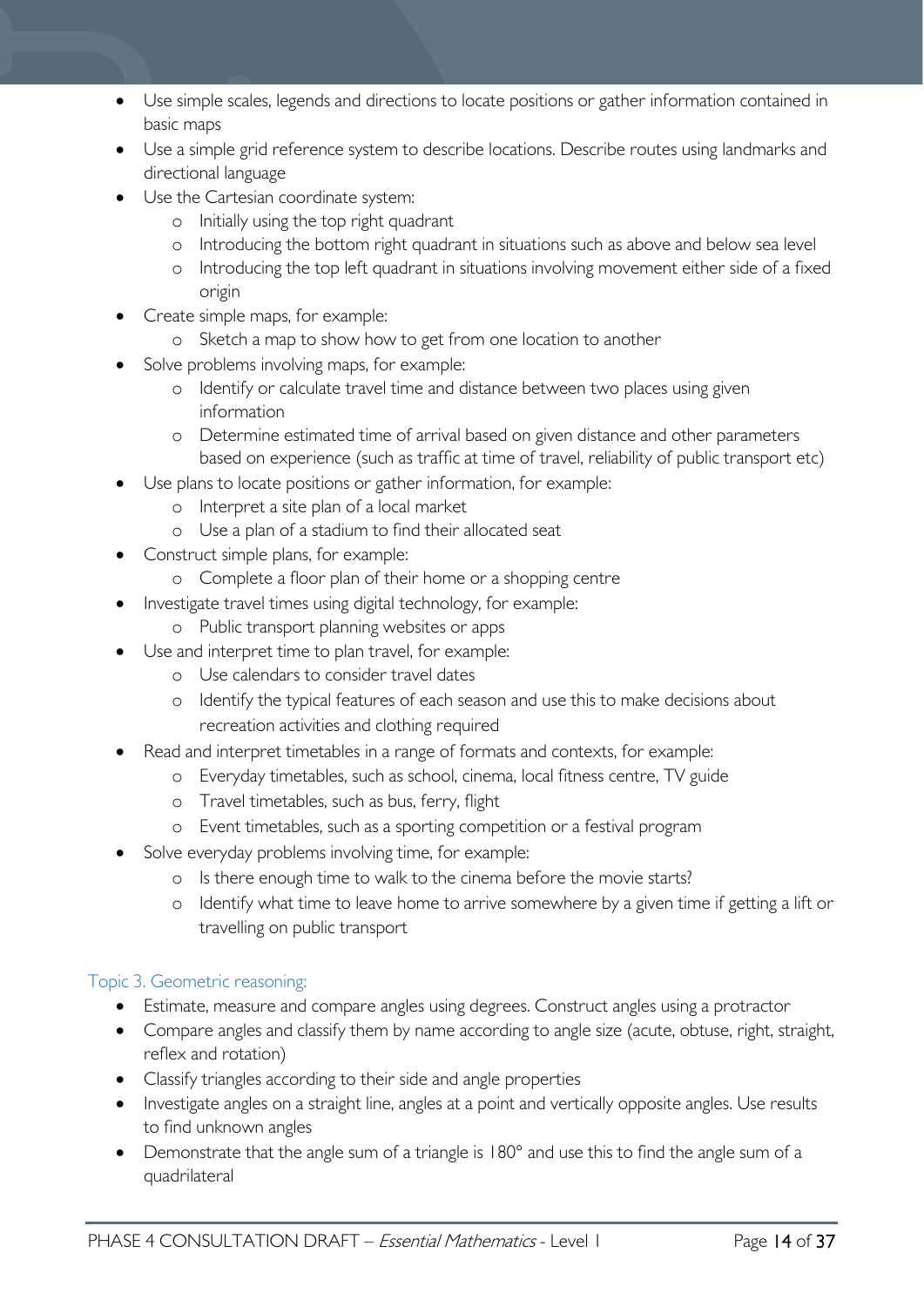- Use simple scales, legends and directions to locate positions or gather information contained in basic maps
- Use a simple grid reference system to describe locations. Describe routes using landmarks and directional language
- Use the Cartesian coordinate system:
  - Initially using the top right quadrant
  - Introducing the bottom right quadrant in situations such as above and below sea level
  - Introducing the top left quadrant in situations involving movement either side of a fixed origin
- Create simple maps, for example:
  - Sketch a map to show how to get from one location to another
- Solve problems involving maps, for example:
  - Identify or calculate travel time and distance between two places using given information
  - Determine estimated time of arrival based on given distance and other parameters based on experience (such as traffic at time of travel, reliability of public transport etc)
- Use plans to locate positions or gather information, for example:
  - Interpret a site plan of a local market
  - Use a plan of a stadium to find their allocated seat
- Construct simple plans, for example:
  - Complete a floor plan of their home or a shopping centre
- Investigate travel times using digital technology, for example:
  - Public transport planning websites or apps
- Use and interpret time to plan travel, for example:
  - Use calendars to consider travel dates
  - Identify the typical features of each season and use this to make decisions about recreation activities and clothing required
- Read and interpret timetables in a range of formats and contexts, for example:
  - Everyday timetables, such as school, cinema, local fitness centre, TV guide
  - Travel timetables, such as bus, ferry, flight
  - Event timetables, such as a sporting competition or a festival program
- Solve everyday problems involving time, for example:
  - Is there enough time to walk to the cinema before the movie starts?
  - Identify what time to leave home to arrive somewhere by a given time if getting a lift or travelling on public transport

### Topic 3. Geometric reasoning:

- Estimate, measure and compare angles using degrees. Construct angles using a protractor
- Compare angles and classify them by name according to angle size (acute, obtuse, right, straight, reflex and rotation)
- Classify triangles according to their side and angle properties
- Investigate angles on a straight line, angles at a point and vertically opposite angles. Use results to find unknown angles
- Demonstrate that the angle sum of a triangle is 180° and use this to find the angle sum of a quadrilateral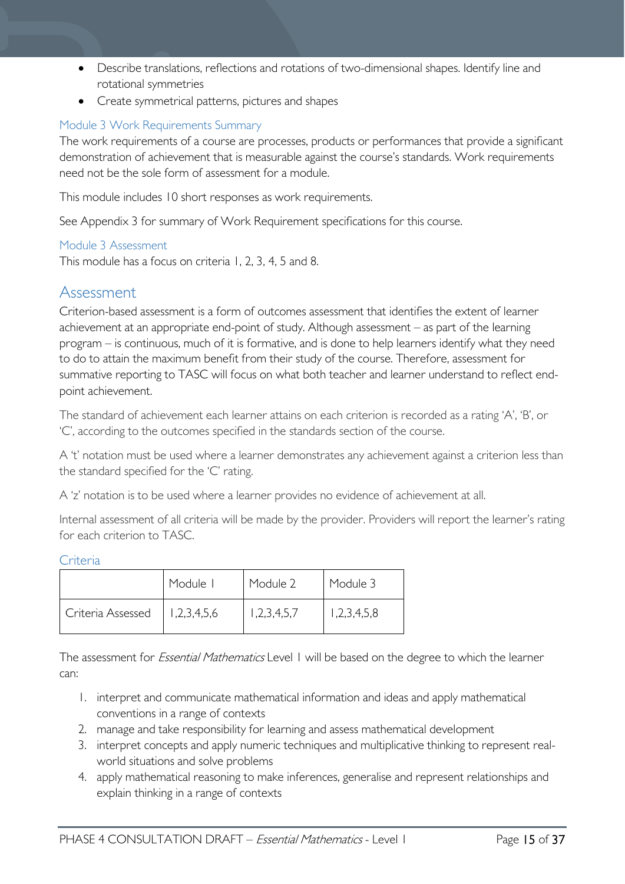- Describe translations, reflections and rotations of two-dimensional shapes. Identify line and rotational symmetries
- Create symmetrical patterns, pictures and shapes

### Module 3 Work Requirements Summary

The work requirements of a course are processes, products or performances that provide a significant demonstration of achievement that is measurable against the course's standards. Work requirements need not be the sole form of assessment for a module.

This module includes 10 short responses as work requirements.

See Appendix 3 for summary of Work Requirement specifications for this course.

### Module 3 Assessment

This module has a focus on criteria 1, 2, 3, 4, 5 and 8.

## Assessment

Criterion-based assessment is a form of outcomes assessment that identifies the extent of learner achievement at an appropriate end-point of study. Although assessment – as part of the learning program – is continuous, much of it is formative, and is done to help learners identify what they need to do to attain the maximum benefit from their study of the course. Therefore, assessment for summative reporting to TASC will focus on what both teacher and learner understand to reflect end-point achievement.

The standard of achievement each learner attains on each criterion is recorded as a rating 'A', 'B', or 'C', according to the outcomes specified in the standards section of the course.

A 't' notation must be used where a learner demonstrates any achievement against a criterion less than the standard specified for the 'C' rating.

A 'z' notation is to be used where a learner provides no evidence of achievement at all.

Internal assessment of all criteria will be made by the provider. Providers will report the learner's rating for each criterion to TASC.

### Criteria

| | Module 1 | Module 2 | Module 3 |
|---|---|---|---|
| Criteria Assessed | 1,2,3,4,5,6 | 1,2,3,4,5,7 | 1,2,3,4,5,8 |

The assessment for *Essential Mathematics* Level 1 will be based on the degree to which the learner can:

1. interpret and communicate mathematical information and ideas and apply mathematical conventions in a range of contexts
2. manage and take responsibility for learning and assess mathematical development
3. interpret concepts and apply numeric techniques and multiplicative thinking to represent real-world situations and solve problems
4. apply mathematical reasoning to make inferences, generalise and represent relationships and explain thinking in a range of contexts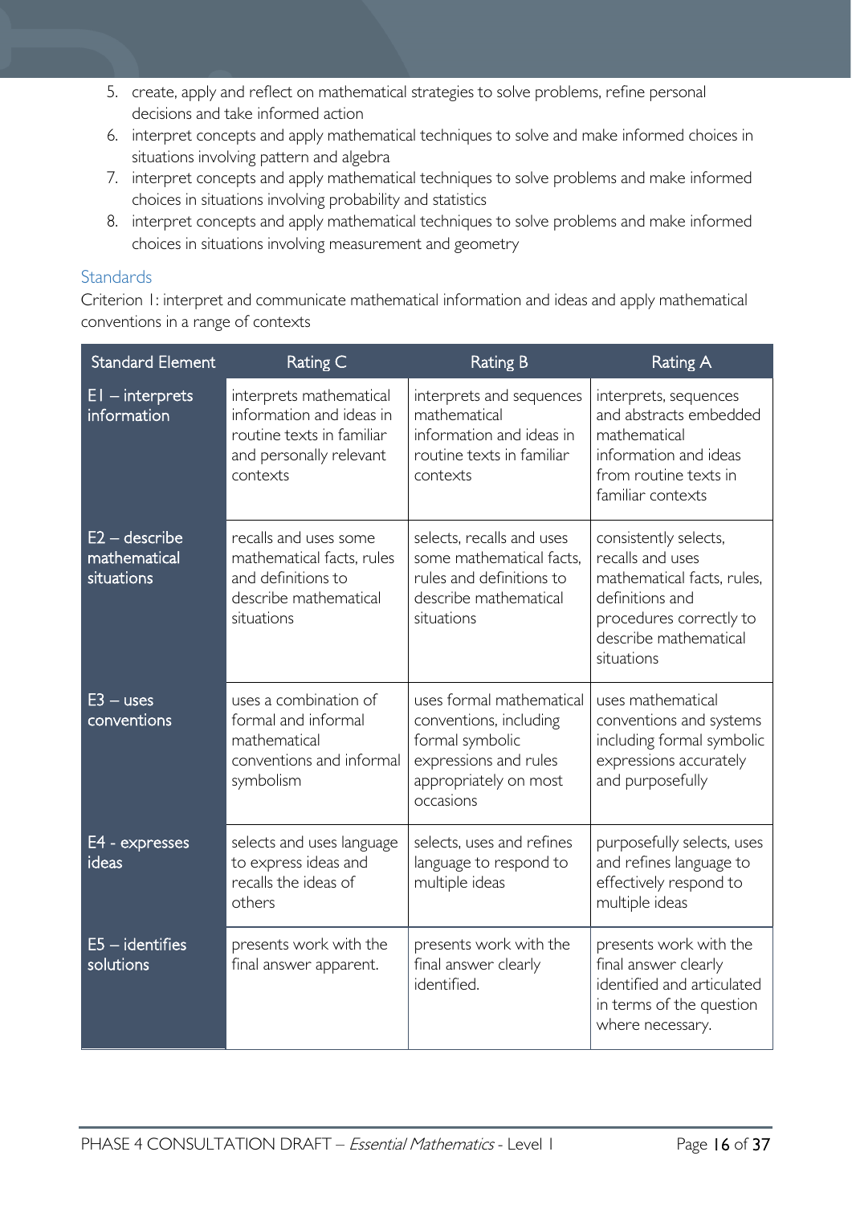5. create, apply and reflect on mathematical strategies to solve problems, refine personal decisions and take informed action
6. interpret concepts and apply mathematical techniques to solve and make informed choices in situations involving pattern and algebra
7. interpret concepts and apply mathematical techniques to solve problems and make informed choices in situations involving probability and statistics
8. interpret concepts and apply mathematical techniques to solve problems and make informed choices in situations involving measurement and geometry

### Standards

Criterion 1: interpret and communicate mathematical information and ideas and apply mathematical conventions in a range of contexts

| Standard Element | Rating C | Rating B | Rating A |
|---|---|---|---|
| E1 – interprets information | interprets mathematical information and ideas in routine texts in familiar and personally relevant contexts | interprets and sequences mathematical information and ideas in routine texts in familiar contexts | interprets, sequences and abstracts embedded mathematical information and ideas from routine texts in familiar contexts |
| E2 – describe mathematical situations | recalls and uses some mathematical facts, rules and definitions to describe mathematical situations | selects, recalls and uses some mathematical facts, rules and definitions to describe mathematical situations | consistently selects, recalls and uses mathematical facts, rules, definitions and procedures correctly to describe mathematical situations |
| E3 – uses conventions | uses a combination of formal and informal mathematical conventions and informal symbolism | uses formal mathematical conventions, including formal symbolic expressions and rules appropriately on most occasions | uses mathematical conventions and systems including formal symbolic expressions accurately and purposefully |
| E4 - expresses ideas | selects and uses language to express ideas and recalls the ideas of others | selects, uses and refines language to respond to multiple ideas | purposefully selects, uses and refines language to effectively respond to multiple ideas |
| E5 – identifies solutions | presents work with the final answer apparent. | presents work with the final answer clearly identified. | presents work with the final answer clearly identified and articulated in terms of the question where necessary. |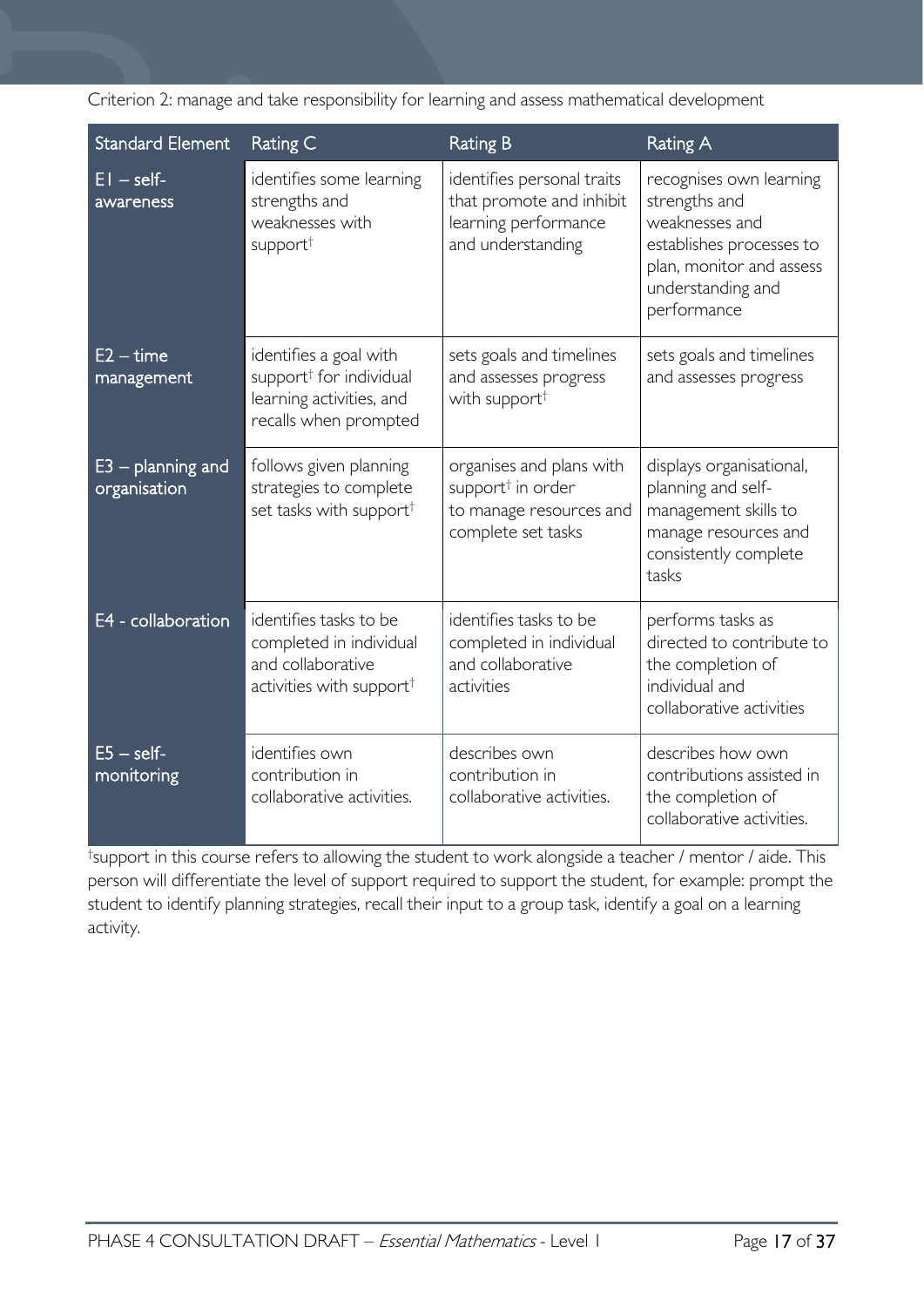Criterion 2: manage and take responsibility for learning and assess mathematical development

| Standard Element | Rating C | Rating B | Rating A |
|---|---|---|---|
| E1 – self-awareness | identifies some learning strengths and weaknesses with support† | identifies personal traits that promote and inhibit learning performance and understanding | recognises own learning strengths and weaknesses and establishes processes to plan, monitor and assess understanding and performance |
| E2 – time management | identifies a goal with support† for individual learning activities, and recalls when prompted | sets goals and timelines and assesses progress with support† | sets goals and timelines and assesses progress |
| E3 – planning and organisation | follows given planning strategies to complete set tasks with support† | organises and plans with support† in order to manage resources and complete set tasks | displays organisational, planning and self-management skills to manage resources and consistently complete tasks |
| E4 - collaboration | identifies tasks to be completed in individual and collaborative activities with support† | identifies tasks to be completed in individual and collaborative activities | performs tasks as directed to contribute to the completion of individual and collaborative activities |
| E5 – self-monitoring | identifies own contribution in collaborative activities. | describes own contribution in collaborative activities. | describes how own contributions assisted in the completion of collaborative activities. |

†support in this course refers to allowing the student to work alongside a teacher / mentor / aide. This person will differentiate the level of support required to support the student, for example: prompt the student to identify planning strategies, recall their input to a group task, identify a goal on a learning activity.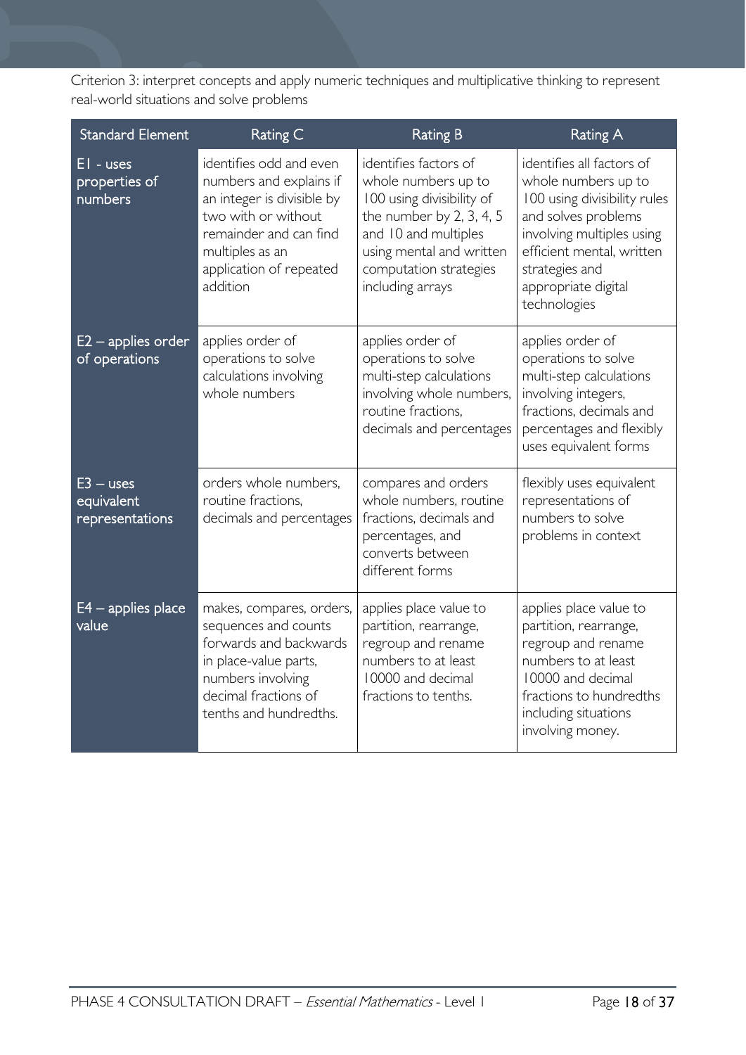Criterion 3: interpret concepts and apply numeric techniques and multiplicative thinking to represent real-world situations and solve problems

| Standard Element | Rating C | Rating B | Rating A |
|---|---|---|---|
| E1 - uses properties of numbers | identifies odd and even numbers and explains if an integer is divisible by two with or without remainder and can find multiples as an application of repeated addition | identifies factors of whole numbers up to 100 using divisibility of the number by 2, 3, 4, 5 and 10 and multiples using mental and written computation strategies including arrays | identifies all factors of whole numbers up to 100 using divisibility rules and solves problems involving multiples using efficient mental, written strategies and appropriate digital technologies |
| E2 – applies order of operations | applies order of operations to solve calculations involving whole numbers | applies order of operations to solve multi-step calculations involving whole numbers, routine fractions, decimals and percentages | applies order of operations to solve multi-step calculations involving integers, fractions, decimals and percentages and flexibly uses equivalent forms |
| E3 – uses equivalent representations | orders whole numbers, routine fractions, decimals and percentages | compares and orders whole numbers, routine fractions, decimals and percentages, and converts between different forms | flexibly uses equivalent representations of numbers to solve problems in context |
| E4 – applies place value | makes, compares, orders, sequences and counts forwards and backwards in place-value parts, numbers involving decimal fractions of tenths and hundredths. | applies place value to partition, rearrange, regroup and rename numbers to at least 10000 and decimal fractions to tenths. | applies place value to partition, rearrange, regroup and rename numbers to at least 10000 and decimal fractions to hundredths including situations involving money. |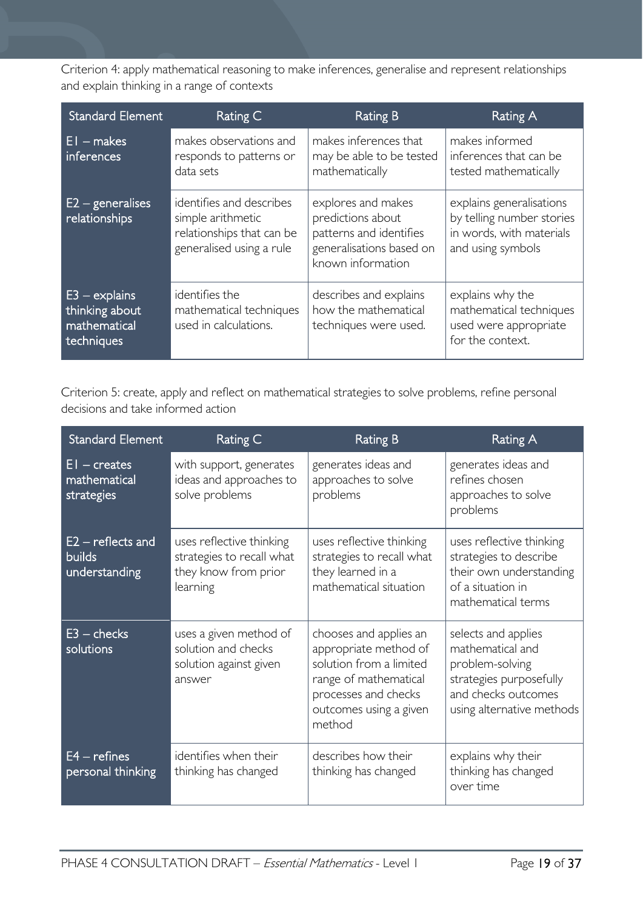Criterion 4: apply mathematical reasoning to make inferences, generalise and represent relationships and explain thinking in a range of contexts

| Standard Element | Rating C | Rating B | Rating A |
|---|---|---|---|
| E1 – makes inferences | makes observations and responds to patterns or data sets | makes inferences that may be able to be tested mathematically | makes informed inferences that can be tested mathematically |
| E2 – generalises relationships | identifies and describes simple arithmetic relationships that can be generalised using a rule | explores and makes predictions about patterns and identifies generalisations based on known information | explains generalisations by telling number stories in words, with materials and using symbols |
| E3 – explains thinking about mathematical techniques | identifies the mathematical techniques used in calculations. | describes and explains how the mathematical techniques were used. | explains why the mathematical techniques used were appropriate for the context. |

Criterion 5: create, apply and reflect on mathematical strategies to solve problems, refine personal decisions and take informed action

| Standard Element | Rating C | Rating B | Rating A |
|---|---|---|---|
| E1 – creates mathematical strategies | with support, generates ideas and approaches to solve problems | generates ideas and approaches to solve problems | generates ideas and refines chosen approaches to solve problems |
| E2 – reflects and builds understanding | uses reflective thinking strategies to recall what they know from prior learning | uses reflective thinking strategies to recall what they learned in a mathematical situation | uses reflective thinking strategies to describe their own understanding of a situation in mathematical terms |
| E3 – checks solutions | uses a given method of solution and checks solution against given answer | chooses and applies an appropriate method of solution from a limited range of mathematical processes and checks outcomes using a given method | selects and applies mathematical and problem-solving strategies purposefully and checks outcomes using alternative methods |
| E4 – refines personal thinking | identifies when their thinking has changed | describes how their thinking has changed | explains why their thinking has changed over time |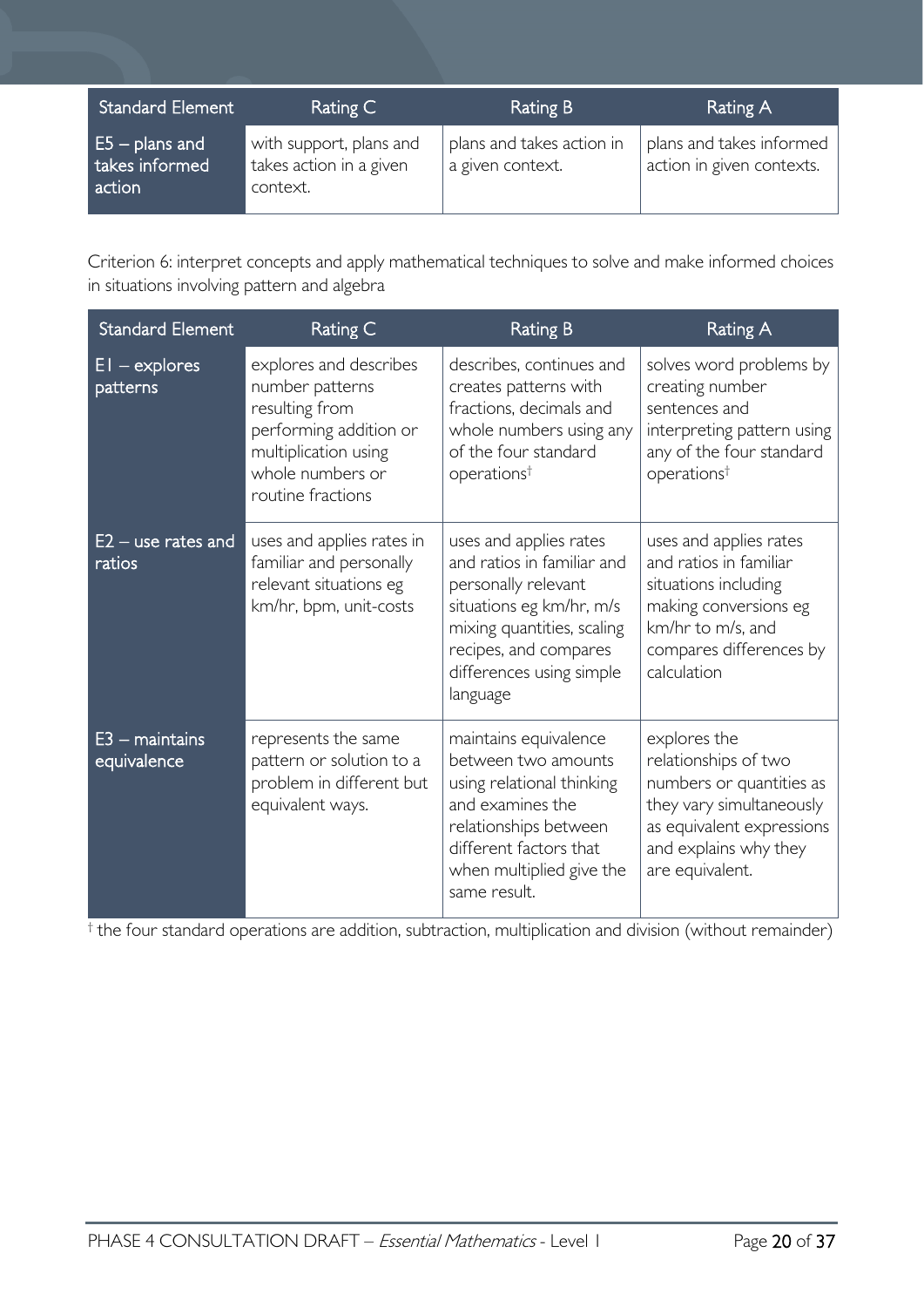| Standard Element | Rating C | Rating B | Rating A |
| --- | --- | --- | --- |
| E5 – plans and takes informed action | with support, plans and takes action in a given context. | plans and takes action in a given context. | plans and takes informed action in given contexts. |

Criterion 6: interpret concepts and apply mathematical techniques to solve and make informed choices in situations involving pattern and algebra

| Standard Element | Rating C | Rating B | Rating A |
| --- | --- | --- | --- |
| E1 – explores patterns | explores and describes number patterns resulting from performing addition or multiplication using whole numbers or routine fractions | describes, continues and creates patterns with fractions, decimals and whole numbers using any of the four standard operations† | solves word problems by creating number sentences and interpreting pattern using any of the four standard operations† |
| E2 – use rates and ratios | uses and applies rates in familiar and personally relevant situations eg km/hr, bpm, unit-costs | uses and applies rates and ratios in familiar and personally relevant situations eg km/hr, m/s mixing quantities, scaling recipes, and compares differences using simple language | uses and applies rates and ratios in familiar situations including making conversions eg km/hr to m/s, and compares differences by calculation |
| E3 – maintains equivalence | represents the same pattern or solution to a problem in different but equivalent ways. | maintains equivalence between two amounts using relational thinking and examines the relationships between different factors that when multiplied give the same result. | explores the relationships of two numbers or quantities as they vary simultaneously as equivalent expressions and explains why they are equivalent. |

† the four standard operations are addition, subtraction, multiplication and division (without remainder)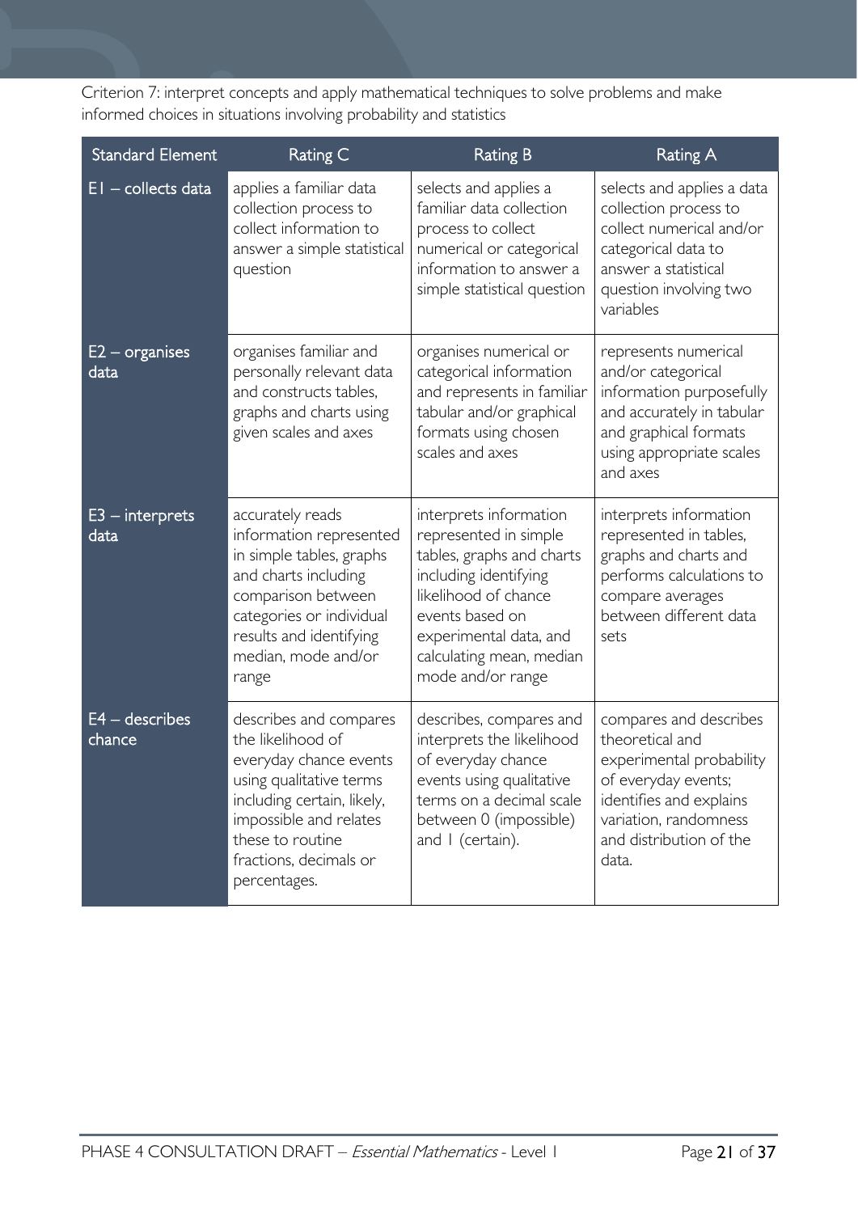Criterion 7: interpret concepts and apply mathematical techniques to solve problems and make informed choices in situations involving probability and statistics

| Standard Element | Rating C | Rating B | Rating A |
| --- | --- | --- | --- |
| E1 – collects data | applies a familiar data collection process to collect information to answer a simple statistical question | selects and applies a familiar data collection process to collect numerical or categorical information to answer a simple statistical question | selects and applies a data collection process to collect numerical and/or categorical data to answer a statistical question involving two variables |
| E2 – organises data | organises familiar and personally relevant data and constructs tables, graphs and charts using given scales and axes | organises numerical or categorical information and represents in familiar tabular and/or graphical formats using chosen scales and axes | represents numerical and/or categorical information purposefully and accurately in tabular and graphical formats using appropriate scales and axes |
| E3 – interprets data | accurately reads information represented in simple tables, graphs and charts including comparison between categories or individual results and identifying median, mode and/or range | interprets information represented in simple tables, graphs and charts including identifying likelihood of chance events based on experimental data, and calculating mean, median mode and/or range | interprets information represented in tables, graphs and charts and performs calculations to compare averages between different data sets |
| E4 – describes chance | describes and compares the likelihood of everyday chance events using qualitative terms including certain, likely, impossible and relates these to routine fractions, decimals or percentages. | describes, compares and interprets the likelihood of everyday chance events using qualitative terms on a decimal scale between 0 (impossible) and 1 (certain). | compares and describes theoretical and experimental probability of everyday events; identifies and explains variation, randomness and distribution of the data. |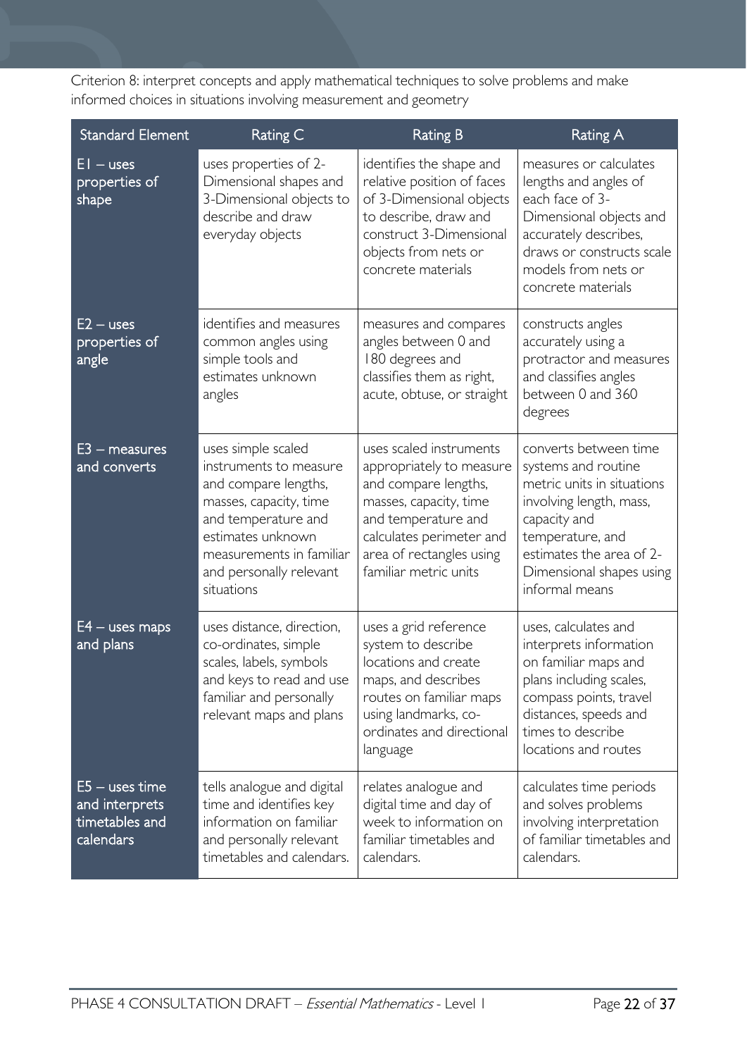Criterion 8: interpret concepts and apply mathematical techniques to solve problems and make informed choices in situations involving measurement and geometry

| Standard Element | Rating C | Rating B | Rating A |
|---|---|---|---|
| E1 – uses properties of shape | uses properties of 2-Dimensional shapes and 3-Dimensional objects to describe and draw everyday objects | identifies the shape and relative position of faces of 3-Dimensional objects to describe, draw and construct 3-Dimensional objects from nets or concrete materials | measures or calculates lengths and angles of each face of 3-Dimensional objects and accurately describes, draws or constructs scale models from nets or concrete materials |
| E2 – uses properties of angle | identifies and measures common angles using simple tools and estimates unknown angles | measures and compares angles between 0 and 180 degrees and classifies them as right, acute, obtuse, or straight | constructs angles accurately using a protractor and measures and classifies angles between 0 and 360 degrees |
| E3 – measures and converts | uses simple scaled instruments to measure and compare lengths, masses, capacity, time and temperature and estimates unknown measurements in familiar and personally relevant situations | uses scaled instruments appropriately to measure and compare lengths, masses, capacity, time and temperature and calculates perimeter and area of rectangles using familiar metric units | converts between time systems and routine metric units in situations involving length, mass, capacity and temperature, and estimates the area of 2-Dimensional shapes using informal means |
| E4 – uses maps and plans | uses distance, direction, co-ordinates, simple scales, labels, symbols and keys to read and use familiar and personally relevant maps and plans | uses a grid reference system to describe locations and create maps, and describes routes on familiar maps using landmarks, co-ordinates and directional language | uses, calculates and interprets information on familiar maps and plans including scales, compass points, travel distances, speeds and times to describe locations and routes |
| E5 – uses time and interprets timetables and calendars | tells analogue and digital time and identifies key information on familiar and personally relevant timetables and calendars. | relates analogue and digital time and day of week to information on familiar timetables and calendars. | calculates time periods and solves problems involving interpretation of familiar timetables and calendars. |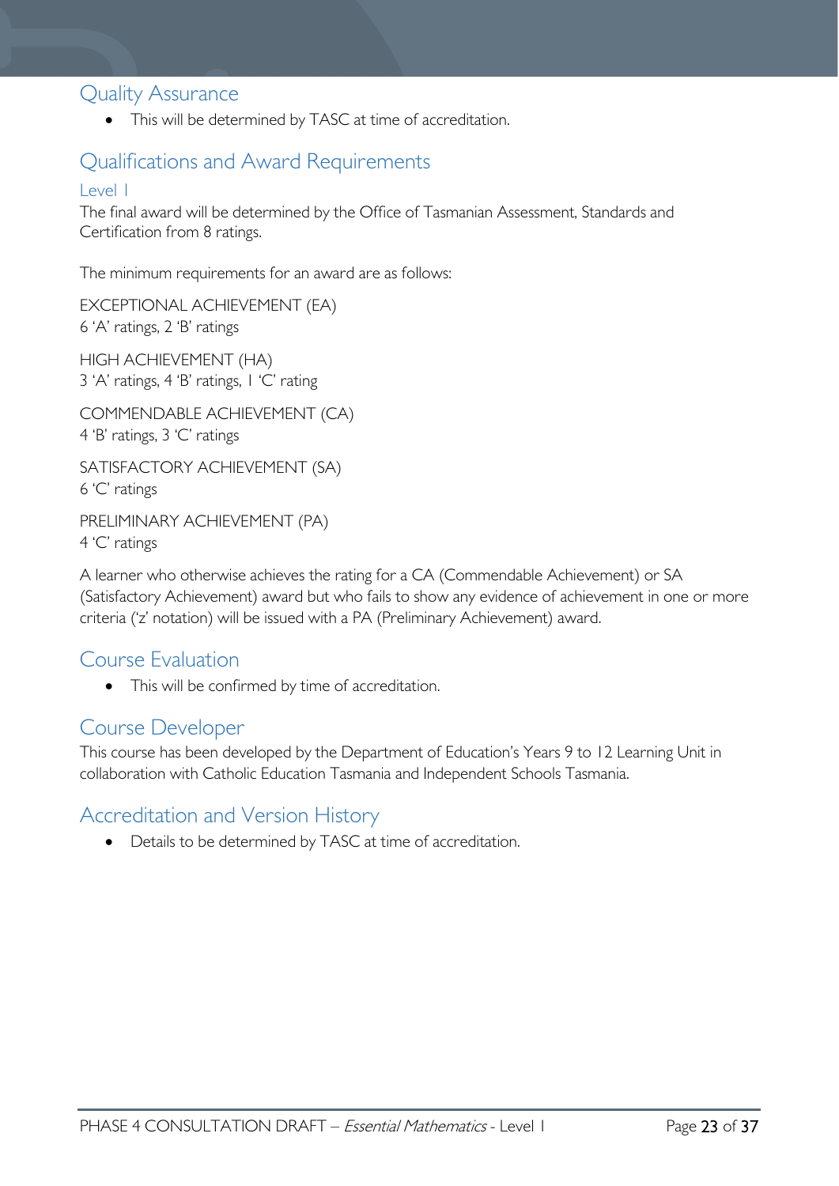## Quality Assurance

- This will be determined by TASC at time of accreditation.

## Qualifications and Award Requirements

### Level 1

The final award will be determined by the Office of Tasmanian Assessment, Standards and Certification from 8 ratings.

The minimum requirements for an award are as follows:

EXCEPTIONAL ACHIEVEMENT (EA)
6 'A' ratings, 2 'B' ratings

HIGH ACHIEVEMENT (HA)
3 'A' ratings, 4 'B' ratings, 1 'C' rating

COMMENDABLE ACHIEVEMENT (CA)
4 'B' ratings, 3 'C' ratings

SATISFACTORY ACHIEVEMENT (SA)
6 'C' ratings

PRELIMINARY ACHIEVEMENT (PA)
4 'C' ratings

A learner who otherwise achieves the rating for a CA (Commendable Achievement) or SA (Satisfactory Achievement) award but who fails to show any evidence of achievement in one or more criteria ('z' notation) will be issued with a PA (Preliminary Achievement) award.

## Course Evaluation

- This will be confirmed by time of accreditation.

## Course Developer

This course has been developed by the Department of Education's Years 9 to 12 Learning Unit in collaboration with Catholic Education Tasmania and Independent Schools Tasmania.

## Accreditation and Version History

- Details to be determined by TASC at time of accreditation.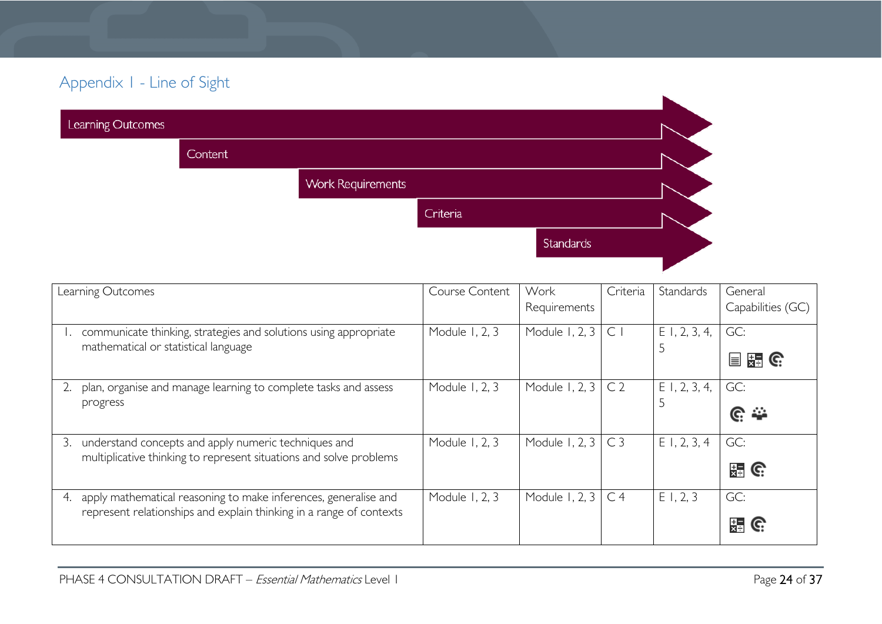## Appendix 1 - Line of Sight

Learning Outcomes

Content

Work Requirements

Criteria

Standards

| Learning Outcomes | Course Content | Work Requirements | Criteria | Standards | General Capabilities (GC) |
|---|---|---|---|---|---|
| 1. communicate thinking, strategies and solutions using appropriate mathematical or statistical language | Module 1, 2, 3 | Module 1, 2, 3 | C 1 | E 1, 2, 3, 4, 5 | GC: |
| 2. plan, organise and manage learning to complete tasks and assess progress | Module 1, 2, 3 | Module 1, 2, 3 | C 2 | E 1, 2, 3, 4, 5 | GC: |
| 3. understand concepts and apply numeric techniques and multiplicative thinking to represent situations and solve problems | Module 1, 2, 3 | Module 1, 2, 3 | C 3 | E 1, 2, 3, 4 | GC: |
| 4. apply mathematical reasoning to make inferences, generalise and represent relationships and explain thinking in a range of contexts | Module 1, 2, 3 | Module 1, 2, 3 | C 4 | E 1, 2, 3 | GC: |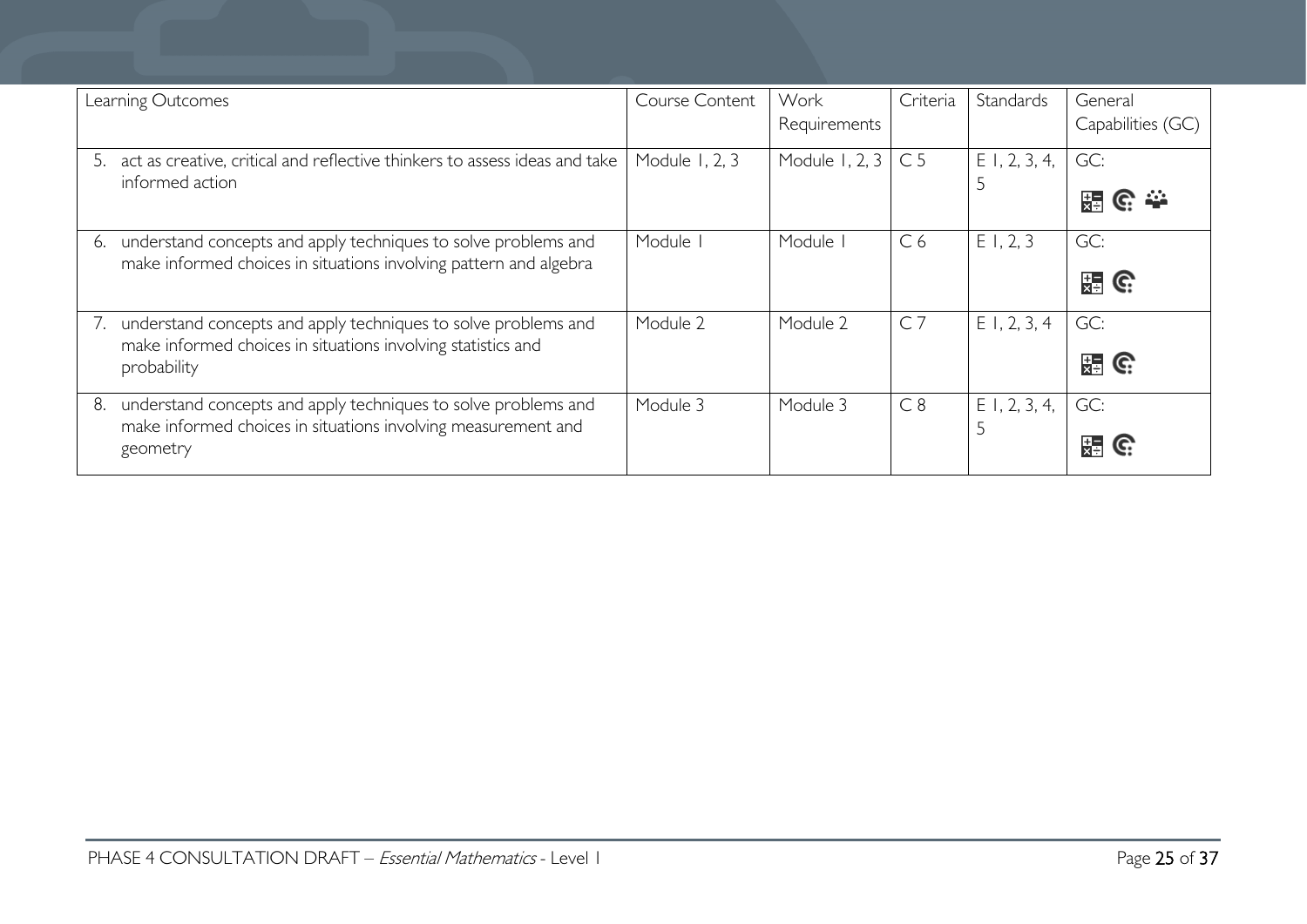| Learning Outcomes | Course Content | Work Requirements | Criteria | Standards | General Capabilities (GC) |
|---|---|---|---|---|---|
| 5. act as creative, critical and reflective thinkers to assess ideas and take informed action | Module 1, 2, 3 | Module 1, 2, 3 | C 5 | E 1, 2, 3, 4, 5 | GC: |
| 6. understand concepts and apply techniques to solve problems and make informed choices in situations involving pattern and algebra | Module 1 | Module 1 | C 6 | E 1, 2, 3 | GC: |
| 7. understand concepts and apply techniques to solve problems and make informed choices in situations involving statistics and probability | Module 2 | Module 2 | C 7 | E 1, 2, 3, 4 | GC: |
| 8. understand concepts and apply techniques to solve problems and make informed choices in situations involving measurement and geometry | Module 3 | Module 3 | C 8 | E 1, 2, 3, 4, 5 | GC: |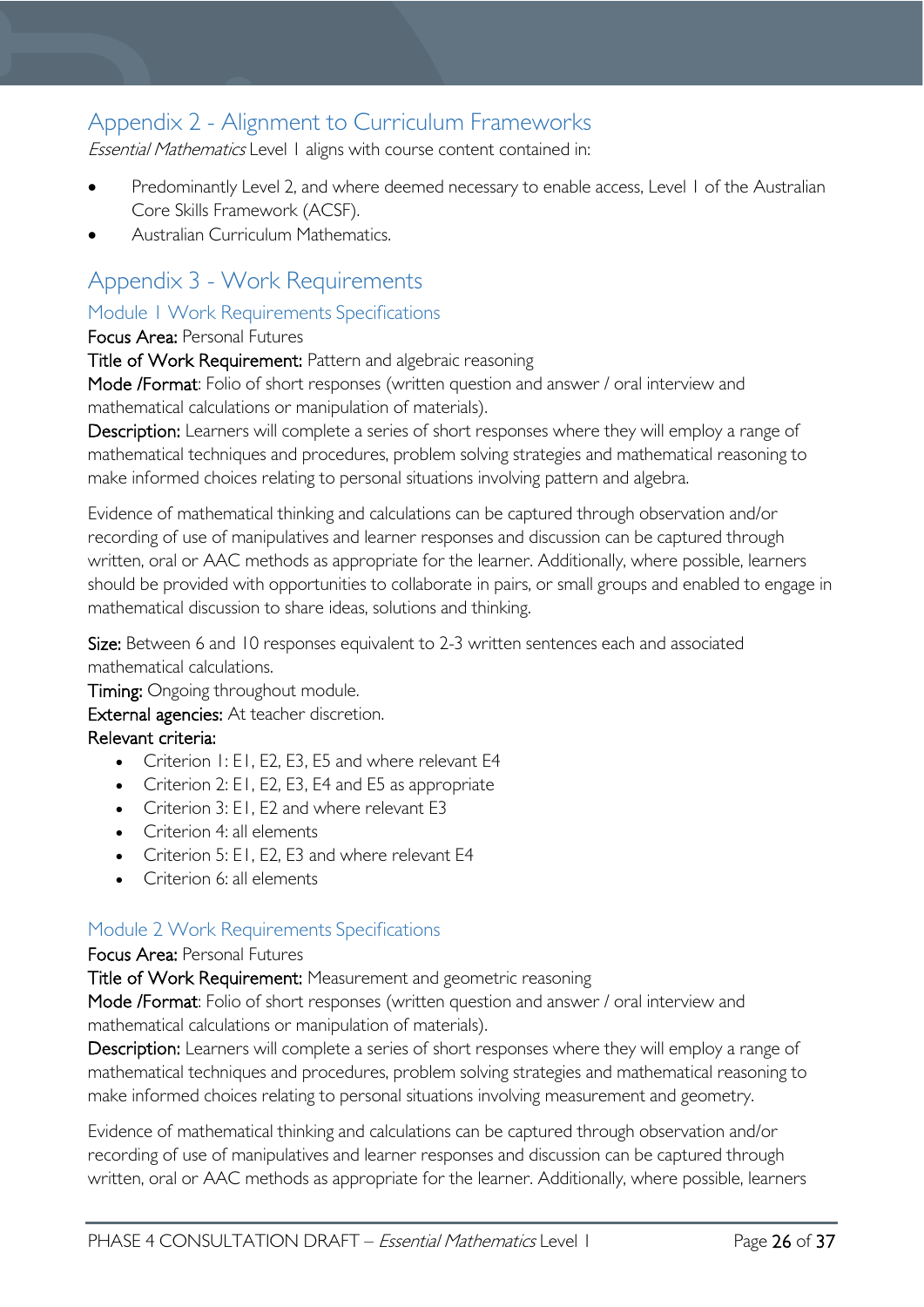## Appendix 2 - Alignment to Curriculum Frameworks

*Essential Mathematics* Level 1 aligns with course content contained in:

- Predominantly Level 2, and where deemed necessary to enable access, Level 1 of the Australian Core Skills Framework (ACSF).
- Australian Curriculum Mathematics.

## Appendix 3 - Work Requirements

### Module 1 Work Requirements Specifications

**Focus Area:** Personal Futures

**Title of Work Requirement:** Pattern and algebraic reasoning

**Mode /Format**: Folio of short responses (written question and answer / oral interview and mathematical calculations or manipulation of materials).

**Description:** Learners will complete a series of short responses where they will employ a range of mathematical techniques and procedures, problem solving strategies and mathematical reasoning to make informed choices relating to personal situations involving pattern and algebra.

Evidence of mathematical thinking and calculations can be captured through observation and/or recording of use of manipulatives and learner responses and discussion can be captured through written, oral or AAC methods as appropriate for the learner. Additionally, where possible, learners should be provided with opportunities to collaborate in pairs, or small groups and enabled to engage in mathematical discussion to share ideas, solutions and thinking.

**Size:** Between 6 and 10 responses equivalent to 2-3 written sentences each and associated mathematical calculations.

**Timing:** Ongoing throughout module.

**External agencies:** At teacher discretion.

**Relevant criteria:**

- Criterion 1: E1, E2, E3, E5 and where relevant E4
- Criterion 2: E1, E2, E3, E4 and E5 as appropriate
- Criterion 3: E1, E2 and where relevant E3
- Criterion 4: all elements
- Criterion 5: E1, E2, E3 and where relevant E4
- Criterion 6: all elements

### Module 2 Work Requirements Specifications

**Focus Area:** Personal Futures

**Title of Work Requirement:** Measurement and geometric reasoning

**Mode /Format**: Folio of short responses (written question and answer / oral interview and mathematical calculations or manipulation of materials).

**Description:** Learners will complete a series of short responses where they will employ a range of mathematical techniques and procedures, problem solving strategies and mathematical reasoning to make informed choices relating to personal situations involving measurement and geometry.

Evidence of mathematical thinking and calculations can be captured through observation and/or recording of use of manipulatives and learner responses and discussion can be captured through written, oral or AAC methods as appropriate for the learner. Additionally, where possible, learners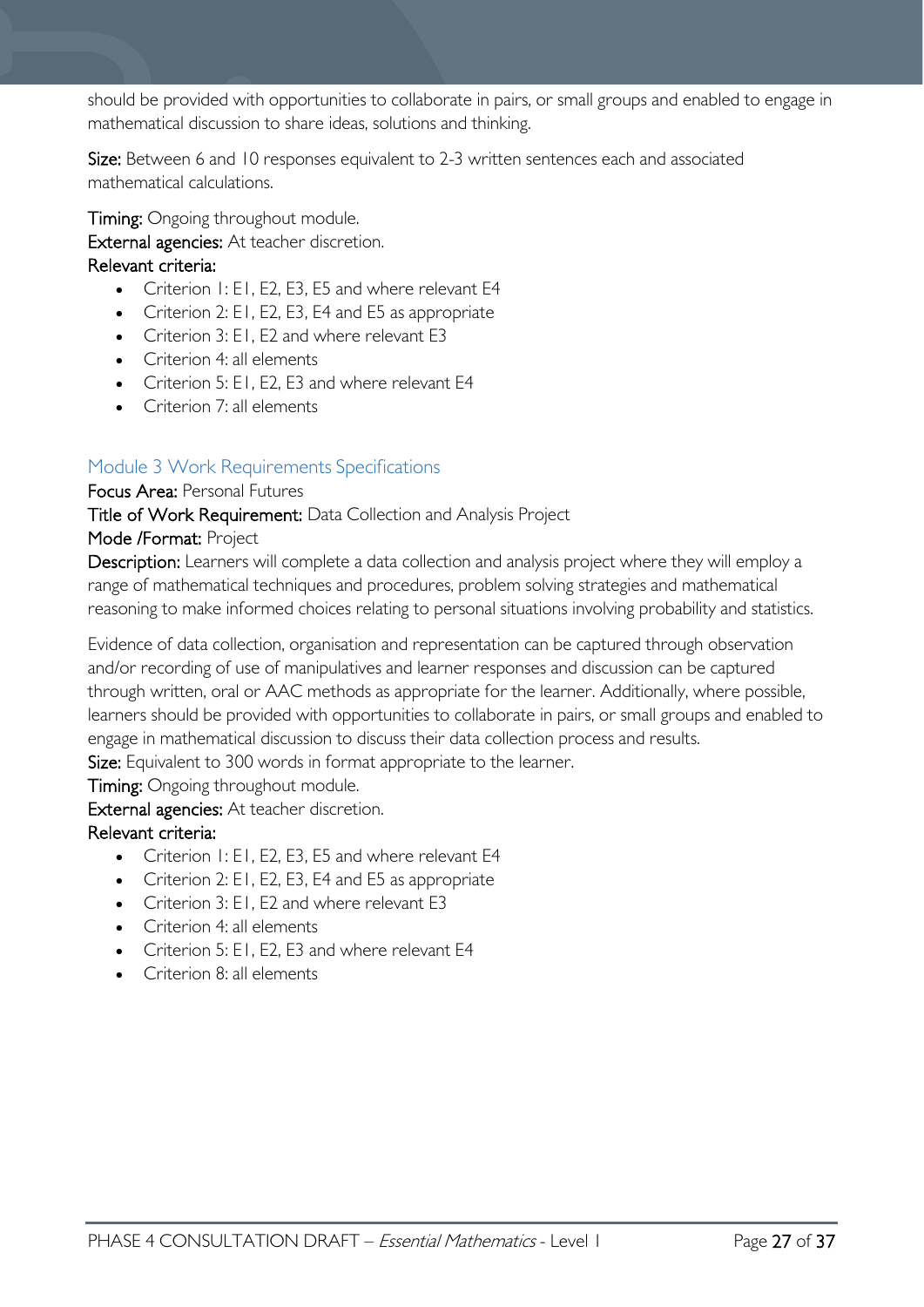should be provided with opportunities to collaborate in pairs, or small groups and enabled to engage in mathematical discussion to share ideas, solutions and thinking.

**Size:** Between 6 and 10 responses equivalent to 2-3 written sentences each and associated mathematical calculations.

**Timing:** Ongoing throughout module.
**External agencies:** At teacher discretion.
**Relevant criteria:**

- Criterion 1: E1, E2, E3, E5 and where relevant E4
- Criterion 2: E1, E2, E3, E4 and E5 as appropriate
- Criterion 3: E1, E2 and where relevant E3
- Criterion 4: all elements
- Criterion 5: E1, E2, E3 and where relevant E4
- Criterion 7: all elements

### Module 3 Work Requirements Specifications

**Focus Area:** Personal Futures
**Title of Work Requirement:** Data Collection and Analysis Project
**Mode /Format:** Project
**Description:** Learners will complete a data collection and analysis project where they will employ a range of mathematical techniques and procedures, problem solving strategies and mathematical reasoning to make informed choices relating to personal situations involving probability and statistics.

Evidence of data collection, organisation and representation can be captured through observation and/or recording of use of manipulatives and learner responses and discussion can be captured through written, oral or AAC methods as appropriate for the learner. Additionally, where possible, learners should be provided with opportunities to collaborate in pairs, or small groups and enabled to engage in mathematical discussion to discuss their data collection process and results.
**Size:** Equivalent to 300 words in format appropriate to the learner.
**Timing:** Ongoing throughout module.
**External agencies:** At teacher discretion.
**Relevant criteria:**

- Criterion 1: E1, E2, E3, E5 and where relevant E4
- Criterion 2: E1, E2, E3, E4 and E5 as appropriate
- Criterion 3: E1, E2 and where relevant E3
- Criterion 4: all elements
- Criterion 5: E1, E2, E3 and where relevant E4
- Criterion 8: all elements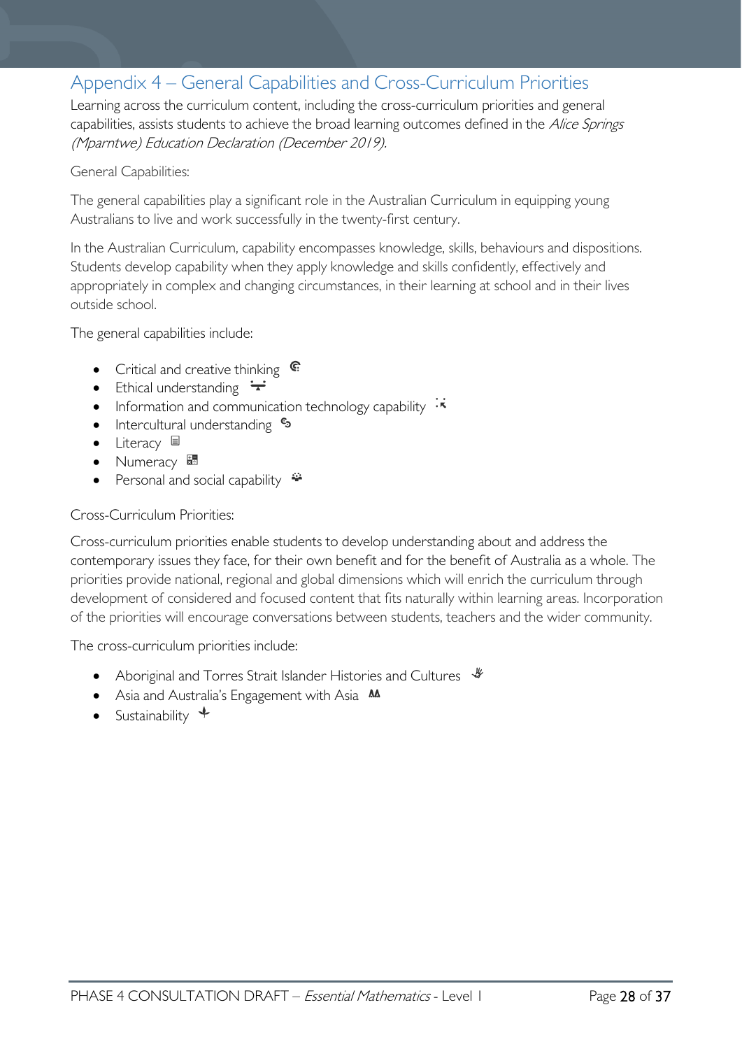## Appendix 4 – General Capabilities and Cross-Curriculum Priorities

Learning across the curriculum content, including the cross-curriculum priorities and general capabilities, assists students to achieve the broad learning outcomes defined in the *Alice Springs (Mparntwe) Education Declaration (December 2019).*

General Capabilities:

The general capabilities play a significant role in the Australian Curriculum in equipping young Australians to live and work successfully in the twenty-first century.

In the Australian Curriculum, capability encompasses knowledge, skills, behaviours and dispositions. Students develop capability when they apply knowledge and skills confidently, effectively and appropriately in complex and changing circumstances, in their learning at school and in their lives outside school.

The general capabilities include:

- Critical and creative thinking
- Ethical understanding
- Information and communication technology capability
- Intercultural understanding
- Literacy
- Numeracy
- Personal and social capability

Cross-Curriculum Priorities:

Cross-curriculum priorities enable students to develop understanding about and address the contemporary issues they face, for their own benefit and for the benefit of Australia as a whole. The priorities provide national, regional and global dimensions which will enrich the curriculum through development of considered and focused content that fits naturally within learning areas. Incorporation of the priorities will encourage conversations between students, teachers and the wider community.

The cross-curriculum priorities include:

- Aboriginal and Torres Strait Islander Histories and Cultures
- Asia and Australia's Engagement with Asia
- Sustainability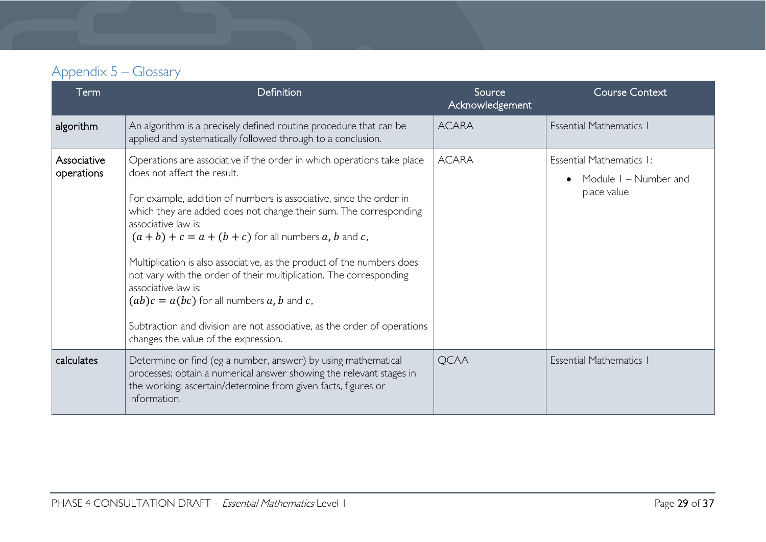## Appendix 5 – Glossary

| Term | Definition | Source Acknowledgement | Course Context |
|---|---|---|---|
| algorithm | An algorithm is a precisely defined routine procedure that can be applied and systematically followed through to a conclusion. | ACARA | Essential Mathematics 1 |
| Associative operations | Operations are associative if the order in which operations take place does not affect the result.<br><br>For example, addition of numbers is associative, since the order in which they are added does not change their sum. The corresponding associative law is:<br>$(a + b) + c = a + (b + c)$ for all numbers $a, b$ and $c.$<br><br>Multiplication is also associative, as the product of the numbers does not vary with the order of their multiplication. The corresponding associative law is:<br>$(ab)c = a(bc)$ for all numbers $a, b$ and $c.$<br><br>Subtraction and division are not associative, as the order of operations changes the value of the expression. | ACARA | Essential Mathematics 1:<br>• Module 1 – Number and place value |
| calculates | Determine or find (eg a number, answer) by using mathematical processes; obtain a numerical answer showing the relevant stages in the working; ascertain/determine from given facts, figures or information. | QCAA | Essential Mathematics 1 |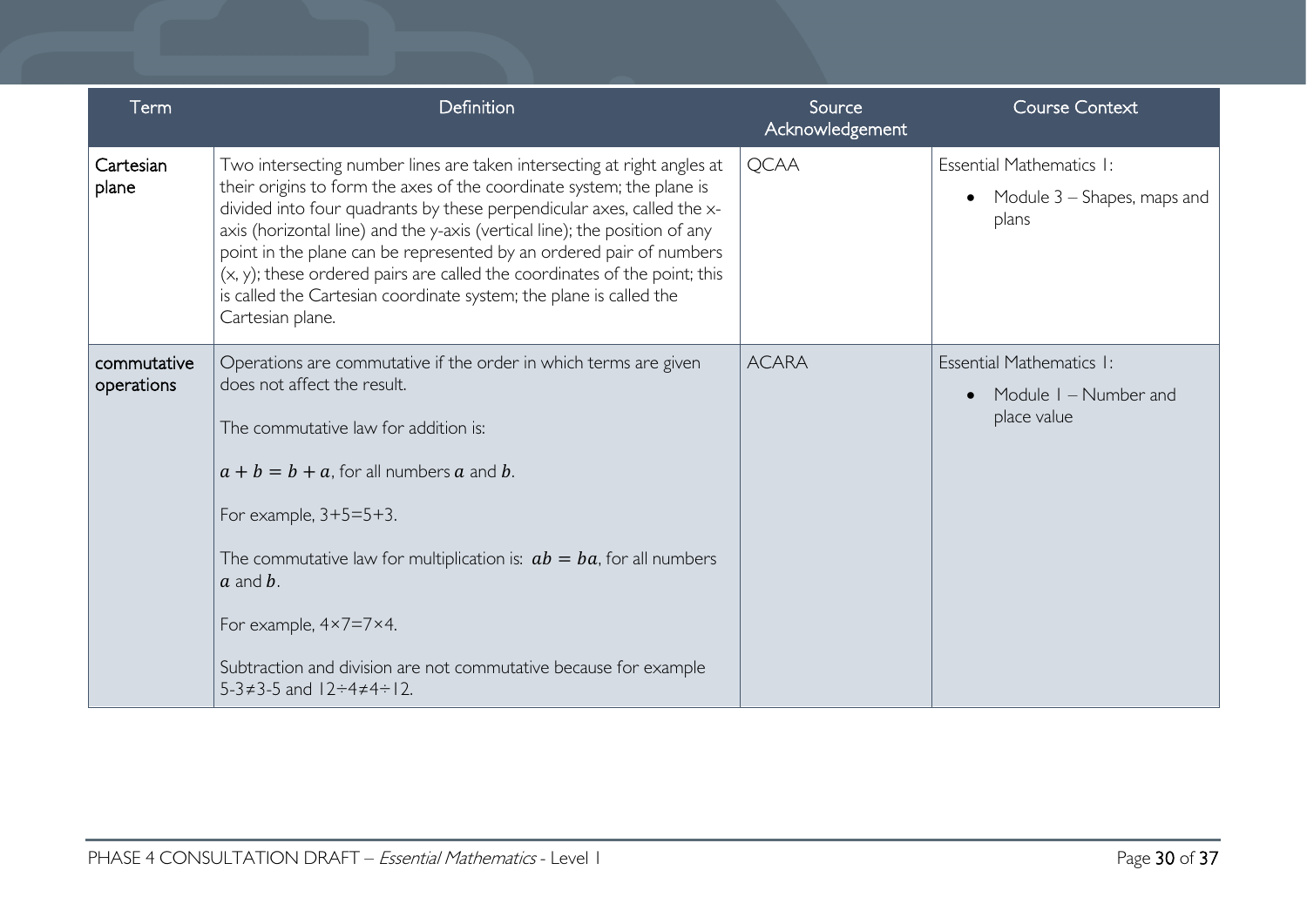| Term | Definition | Source Acknowledgement | Course Context |
|---|---|---|---|
| Cartesian plane | Two intersecting number lines are taken intersecting at right angles at their origins to form the axes of the coordinate system; the plane is divided into four quadrants by these perpendicular axes, called the x-axis (horizontal line) and the y-axis (vertical line); the position of any point in the plane can be represented by an ordered pair of numbers (x, y); these ordered pairs are called the coordinates of the point; this is called the Cartesian coordinate system; the plane is called the Cartesian plane. | QCAA | Essential Mathematics 1:<br>• Module 3 – Shapes, maps and plans |
| commutative operations | Operations are commutative if the order in which terms are given does not affect the result.<br><br>The commutative law for addition is:<br><br>$a + b = b + a$, for all numbers $a$ and $b$.<br><br>For example, 3+5=5+3.<br><br>The commutative law for multiplication is: $ab = ba$, for all numbers $a$ and $b$.<br><br>For example, 4×7=7×4.<br><br>Subtraction and division are not commutative because for example 5-3≠3-5 and 12÷4≠4÷12. | ACARA | Essential Mathematics 1:<br>• Module 1 – Number and place value |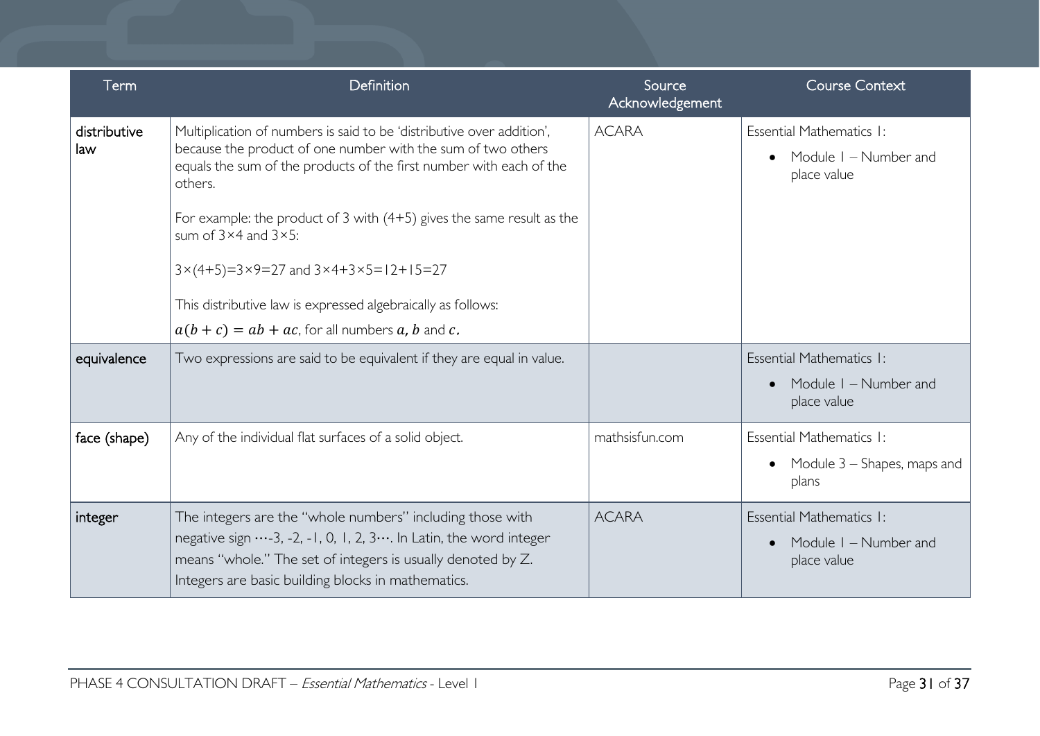| Term | Definition | Source Acknowledgement | Course Context |
|---|---|---|---|
| distributive law | Multiplication of numbers is said to be 'distributive over addition', because the product of one number with the sum of two others equals the sum of the products of the first number with each of the others.<br><br>For example: the product of 3 with (4+5) gives the same result as the sum of 3×4 and 3×5:<br><br>$3\times(4+5)=3\times9=27$ and $3\times4+3\times5=12+15=27$<br><br>This distributive law is expressed algebraically as follows:<br>$a(b+c)=ab+ac$, for all numbers $a$, $b$ and $c$. | ACARA | Essential Mathematics 1:<br>• Module 1 – Number and place value |
| equivalence | Two expressions are said to be equivalent if they are equal in value. | | Essential Mathematics 1:<br>• Module 1 – Number and place value |
| face (shape) | Any of the individual flat surfaces of a solid object. | mathsisfun.com | Essential Mathematics 1:<br>• Module 3 – Shapes, maps and plans |
| integer | The integers are the "whole numbers" including those with negative sign ⋯-3, -2, -1, 0, 1, 2, 3⋯. In Latin, the word integer means "whole." The set of integers is usually denoted by Z. Integers are basic building blocks in mathematics. | ACARA | Essential Mathematics 1:<br>• Module 1 – Number and place value |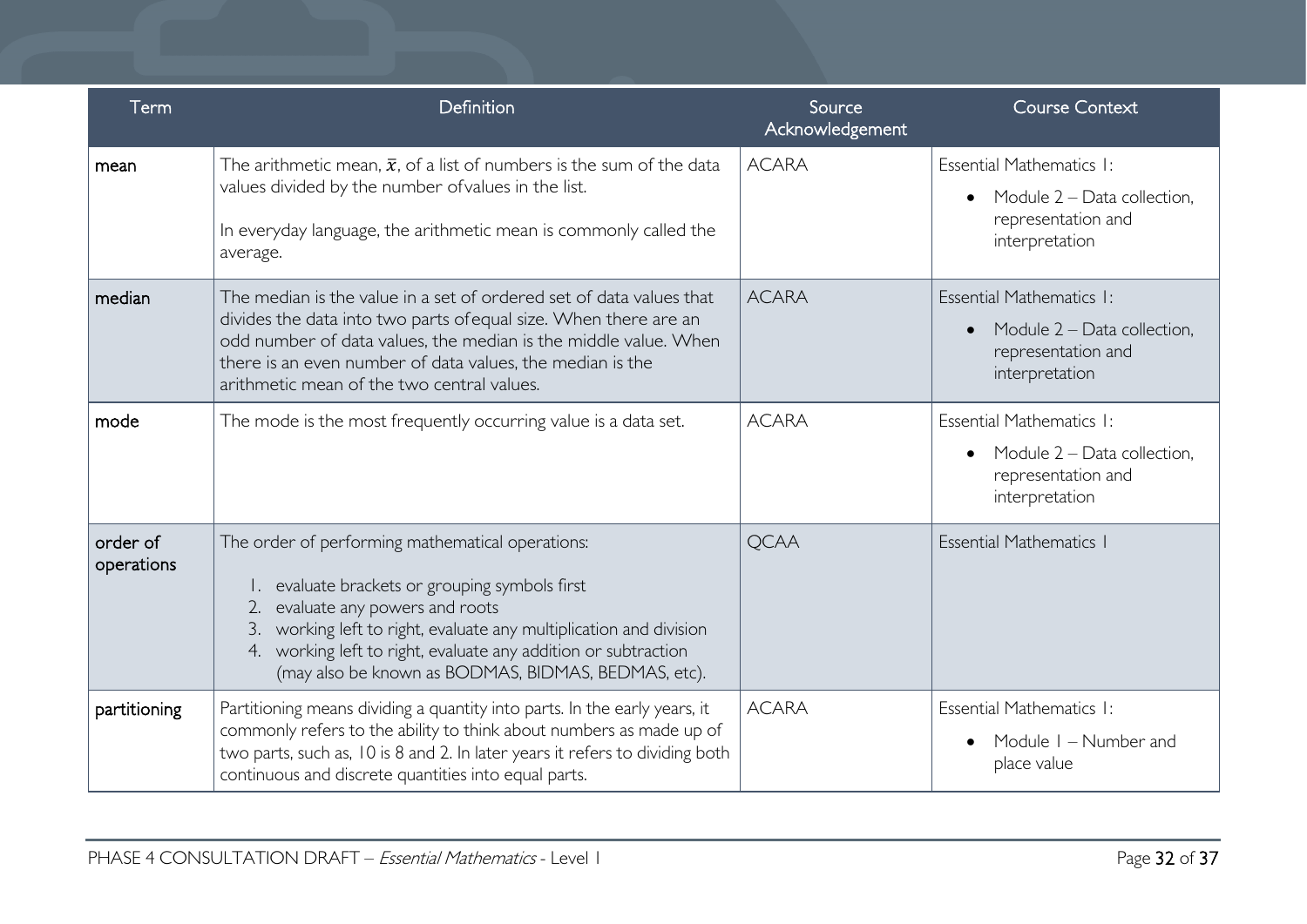| Term | Definition | Source Acknowledgement | Course Context |
|---|---|---|---|
| mean | The arithmetic mean, $\bar{x}$, of a list of numbers is the sum of the data values divided by the number ofvalues in the list.<br><br>In everyday language, the arithmetic mean is commonly called the average. | ACARA | Essential Mathematics 1:<br>• Module 2 – Data collection, representation and interpretation |
| median | The median is the value in a set of ordered set of data values that divides the data into two parts ofequal size. When there are an odd number of data values, the median is the middle value. When there is an even number of data values, the median is the arithmetic mean of the two central values. | ACARA | Essential Mathematics 1:<br>• Module 2 – Data collection, representation and interpretation |
| mode | The mode is the most frequently occurring value is a data set. | ACARA | Essential Mathematics 1:<br>• Module 2 – Data collection, representation and interpretation |
| order of operations | The order of performing mathematical operations:<br>1. evaluate brackets or grouping symbols first<br>2. evaluate any powers and roots<br>3. working left to right, evaluate any multiplication and division<br>4. working left to right, evaluate any addition or subtraction (may also be known as BODMAS, BIDMAS, BEDMAS, etc). | QCAA | Essential Mathematics 1 |
| partitioning | Partitioning means dividing a quantity into parts. In the early years, it commonly refers to the ability to think about numbers as made up of two parts, such as, 10 is 8 and 2. In later years it refers to dividing both continuous and discrete quantities into equal parts. | ACARA | Essential Mathematics 1:<br>• Module 1 – Number and place value |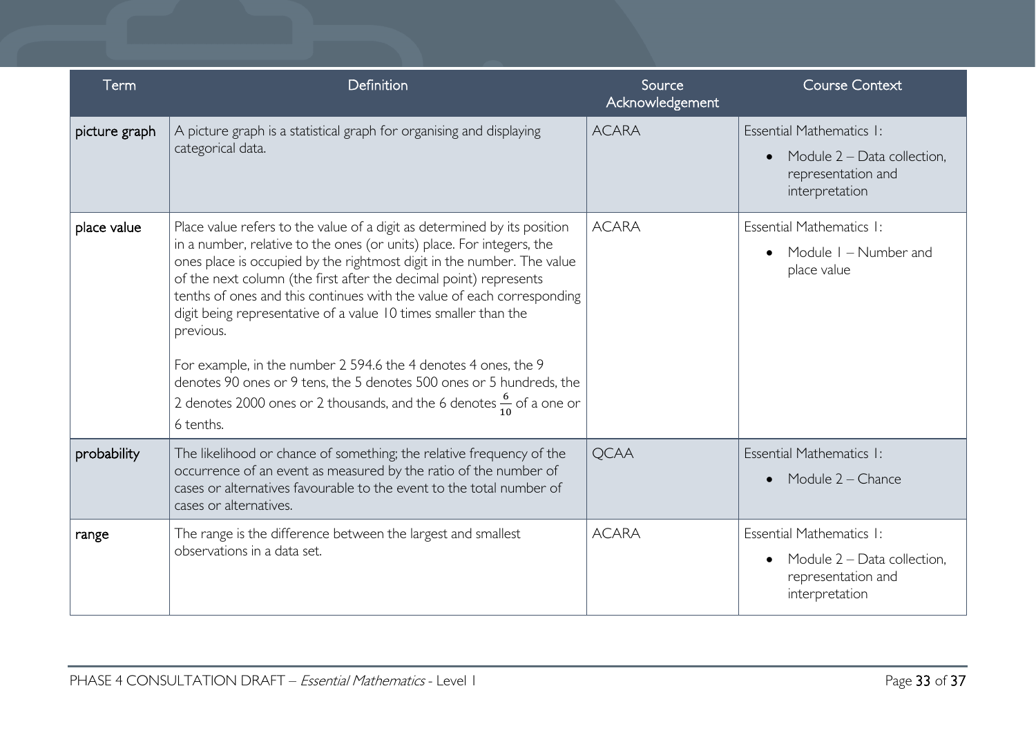| Term | Definition | Source Acknowledgement | Course Context |
|---|---|---|---|
| picture graph | A picture graph is a statistical graph for organising and displaying categorical data. | ACARA | Essential Mathematics 1:<br>• Module 2 – Data collection, representation and interpretation |
| place value | Place value refers to the value of a digit as determined by its position in a number, relative to the ones (or units) place. For integers, the ones place is occupied by the rightmost digit in the number. The value of the next column (the first after the decimal point) represents tenths of ones and this continues with the value of each corresponding digit being representative of a value 10 times smaller than the previous.<br><br>For example, in the number 2 594.6 the 4 denotes 4 ones, the 9 denotes 90 ones or 9 tens, the 5 denotes 500 ones or 5 hundreds, the 2 denotes 2000 ones or 2 thousands, and the 6 denotes $\frac{6}{10}$ of a one or 6 tenths. | ACARA | Essential Mathematics 1:<br>• Module 1 – Number and place value |
| probability | The likelihood or chance of something; the relative frequency of the occurrence of an event as measured by the ratio of the number of cases or alternatives favourable to the event to the total number of cases or alternatives. | QCAA | Essential Mathematics 1:<br>• Module 2 – Chance |
| range | The range is the difference between the largest and smallest observations in a data set. | ACARA | Essential Mathematics 1:<br>• Module 2 – Data collection, representation and interpretation |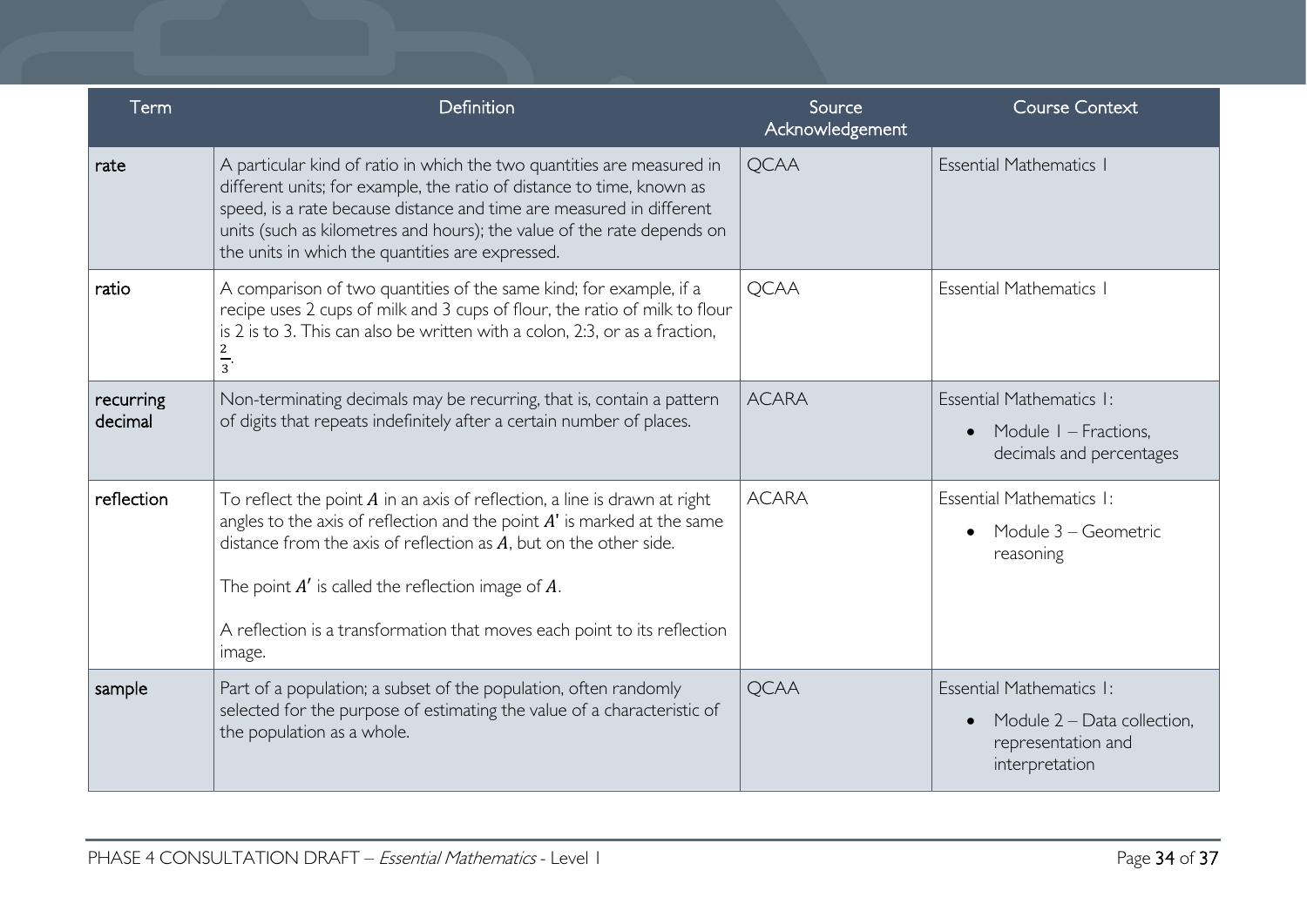| Term | Definition | Source Acknowledgement | Course Context |
|---|---|---|---|
| rate | A particular kind of ratio in which the two quantities are measured in different units; for example, the ratio of distance to time, known as speed, is a rate because distance and time are measured in different units (such as kilometres and hours); the value of the rate depends on the units in which the quantities are expressed. | QCAA | Essential Mathematics 1 |
| ratio | A comparison of two quantities of the same kind; for example, if a recipe uses 2 cups of milk and 3 cups of flour, the ratio of milk to flour is 2 is to 3. This can also be written with a colon, 2:3, or as a fraction, $\frac{2}{3}$. | QCAA | Essential Mathematics 1 |
| recurring decimal | Non-terminating decimals may be recurring, that is, contain a pattern of digits that repeats indefinitely after a certain number of places. | ACARA | Essential Mathematics 1: <ul><li>Module 1 – Fractions, decimals and percentages</li></ul> |
| reflection | To reflect the point $A$ in an axis of reflection, a line is drawn at right angles to the axis of reflection and the point $A'$ is marked at the same distance from the axis of reflection as $A$, but on the other side.<br><br>The point $A'$ is called the reflection image of $A$.<br><br>A reflection is a transformation that moves each point to its reflection image. | ACARA | Essential Mathematics 1: <ul><li>Module 3 – Geometric reasoning</li></ul> |
| sample | Part of a population; a subset of the population, often randomly selected for the purpose of estimating the value of a characteristic of the population as a whole. | QCAA | Essential Mathematics 1: <ul><li>Module 2 – Data collection, representation and interpretation</li></ul> |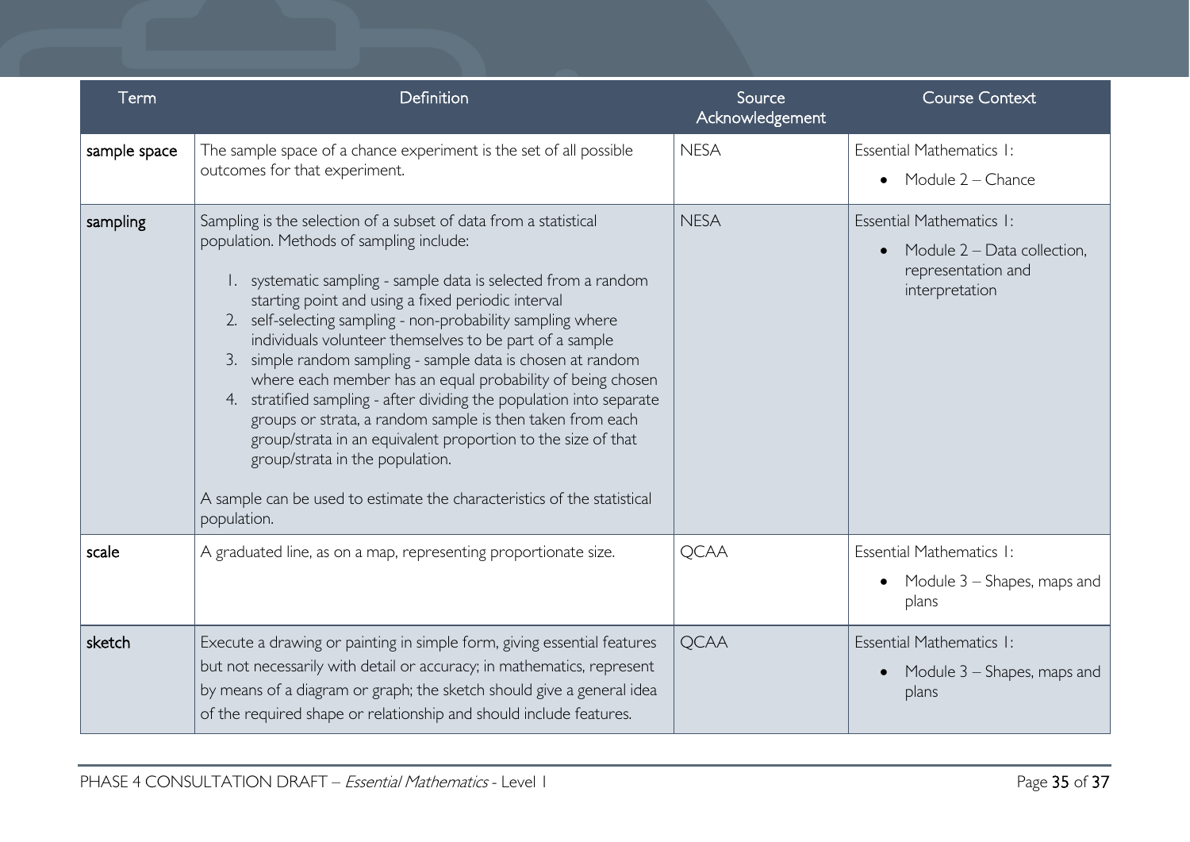| Term | Definition | Source Acknowledgement | Course Context |
|---|---|---|---|
| sample space | The sample space of a chance experiment is the set of all possible outcomes for that experiment. | NESA | Essential Mathematics 1:<br>• Module 2 – Chance |
| sampling | Sampling is the selection of a subset of data from a statistical population. Methods of sampling include:<br>1. systematic sampling - sample data is selected from a random starting point and using a fixed periodic interval<br>2. self-selecting sampling - non-probability sampling where individuals volunteer themselves to be part of a sample<br>3. simple random sampling - sample data is chosen at random where each member has an equal probability of being chosen<br>4. stratified sampling - after dividing the population into separate groups or strata, a random sample is then taken from each group/strata in an equivalent proportion to the size of that group/strata in the population.<br><br>A sample can be used to estimate the characteristics of the statistical population. | NESA | Essential Mathematics 1:<br>• Module 2 – Data collection, representation and interpretation |
| scale | A graduated line, as on a map, representing proportionate size. | QCAA | Essential Mathematics 1:<br>• Module 3 – Shapes, maps and plans |
| sketch | Execute a drawing or painting in simple form, giving essential features but not necessarily with detail or accuracy; in mathematics, represent by means of a diagram or graph; the sketch should give a general idea of the required shape or relationship and should include features. | QCAA | Essential Mathematics 1:<br>• Module 3 – Shapes, maps and plans |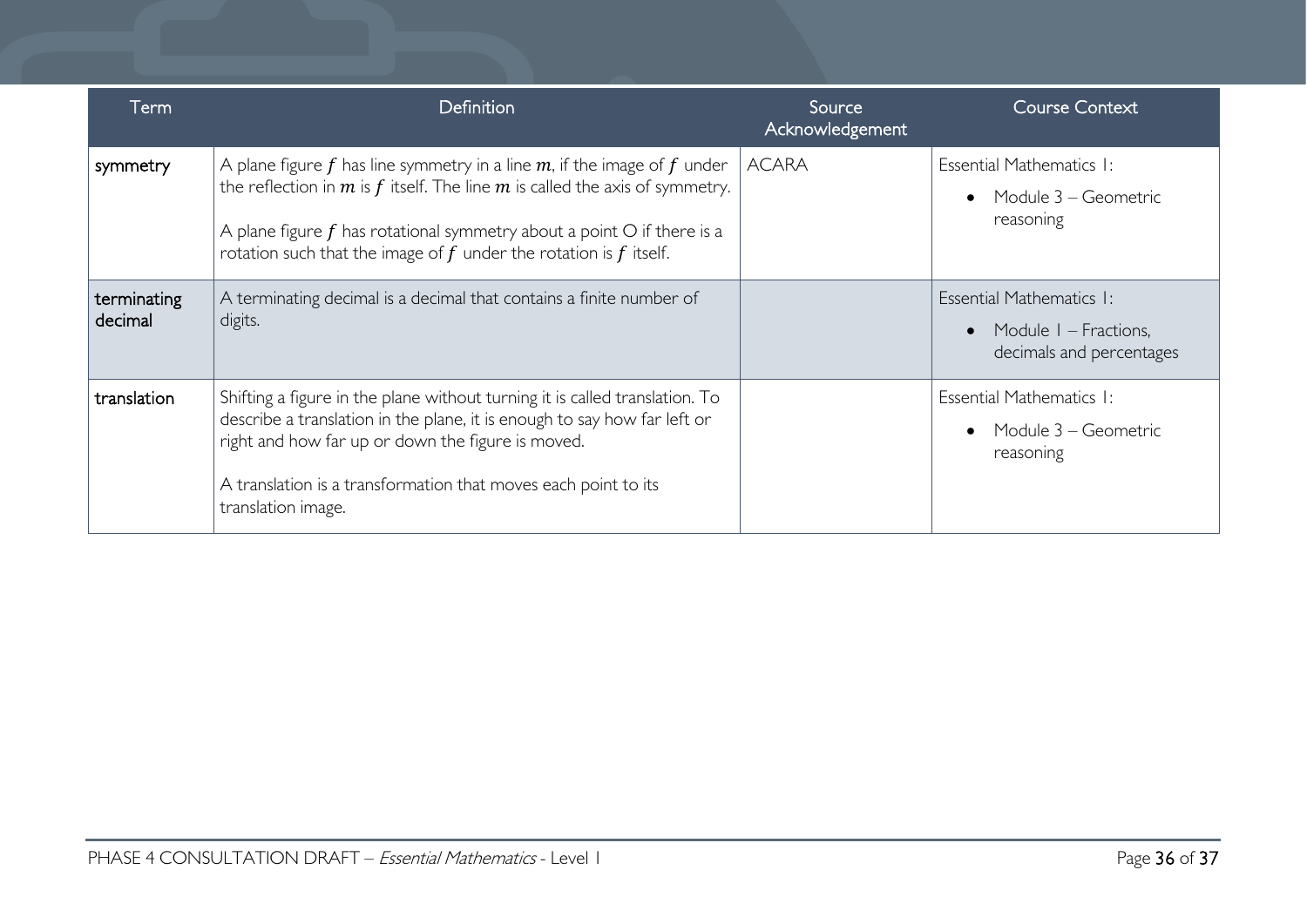| Term | Definition | Source Acknowledgement | Course Context |
| --- | --- | --- | --- |
| symmetry | A plane figure $f$ has line symmetry in a line $m$, if the image of $f$ under the reflection in $m$ is $f$ itself. The line $m$ is called the axis of symmetry.<br><br>A plane figure $f$ has rotational symmetry about a point O if there is a rotation such that the image of $f$ under the rotation is $f$ itself. | ACARA | Essential Mathematics 1:<br>• Module 3 – Geometric reasoning |
| terminating decimal | A terminating decimal is a decimal that contains a finite number of digits. | | Essential Mathematics 1:<br>• Module 1 – Fractions, decimals and percentages |
| translation | Shifting a figure in the plane without turning it is called translation. To describe a translation in the plane, it is enough to say how far left or right and how far up or down the figure is moved.<br><br>A translation is a transformation that moves each point to its translation image. | | Essential Mathematics 1:<br>• Module 3 – Geometric reasoning |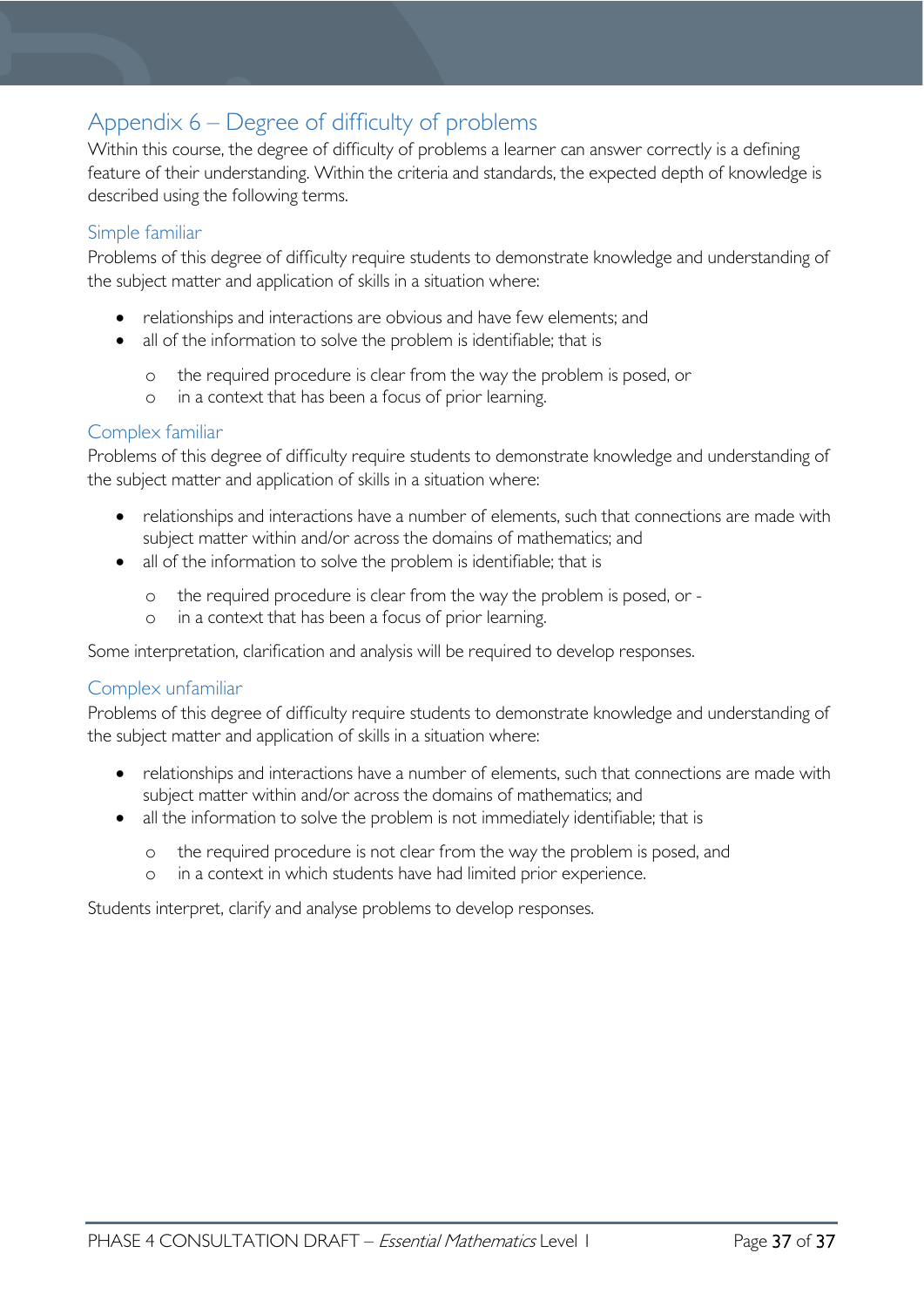## Appendix 6 – Degree of difficulty of problems

Within this course, the degree of difficulty of problems a learner can answer correctly is a defining feature of their understanding. Within the criteria and standards, the expected depth of knowledge is described using the following terms.

### Simple familiar

Problems of this degree of difficulty require students to demonstrate knowledge and understanding of the subject matter and application of skills in a situation where:

- relationships and interactions are obvious and have few elements; and
- all of the information to solve the problem is identifiable; that is
  - the required procedure is clear from the way the problem is posed, or
  - in a context that has been a focus of prior learning.

### Complex familiar

Problems of this degree of difficulty require students to demonstrate knowledge and understanding of the subject matter and application of skills in a situation where:

- relationships and interactions have a number of elements, such that connections are made with subject matter within and/or across the domains of mathematics; and
- all of the information to solve the problem is identifiable; that is
  - the required procedure is clear from the way the problem is posed, or -
  - in a context that has been a focus of prior learning.

Some interpretation, clarification and analysis will be required to develop responses.

### Complex unfamiliar

Problems of this degree of difficulty require students to demonstrate knowledge and understanding of the subject matter and application of skills in a situation where:

- relationships and interactions have a number of elements, such that connections are made with subject matter within and/or across the domains of mathematics; and
- all the information to solve the problem is not immediately identifiable; that is
  - the required procedure is not clear from the way the problem is posed, and
  - in a context in which students have had limited prior experience.

Students interpret, clarify and analyse problems to develop responses.